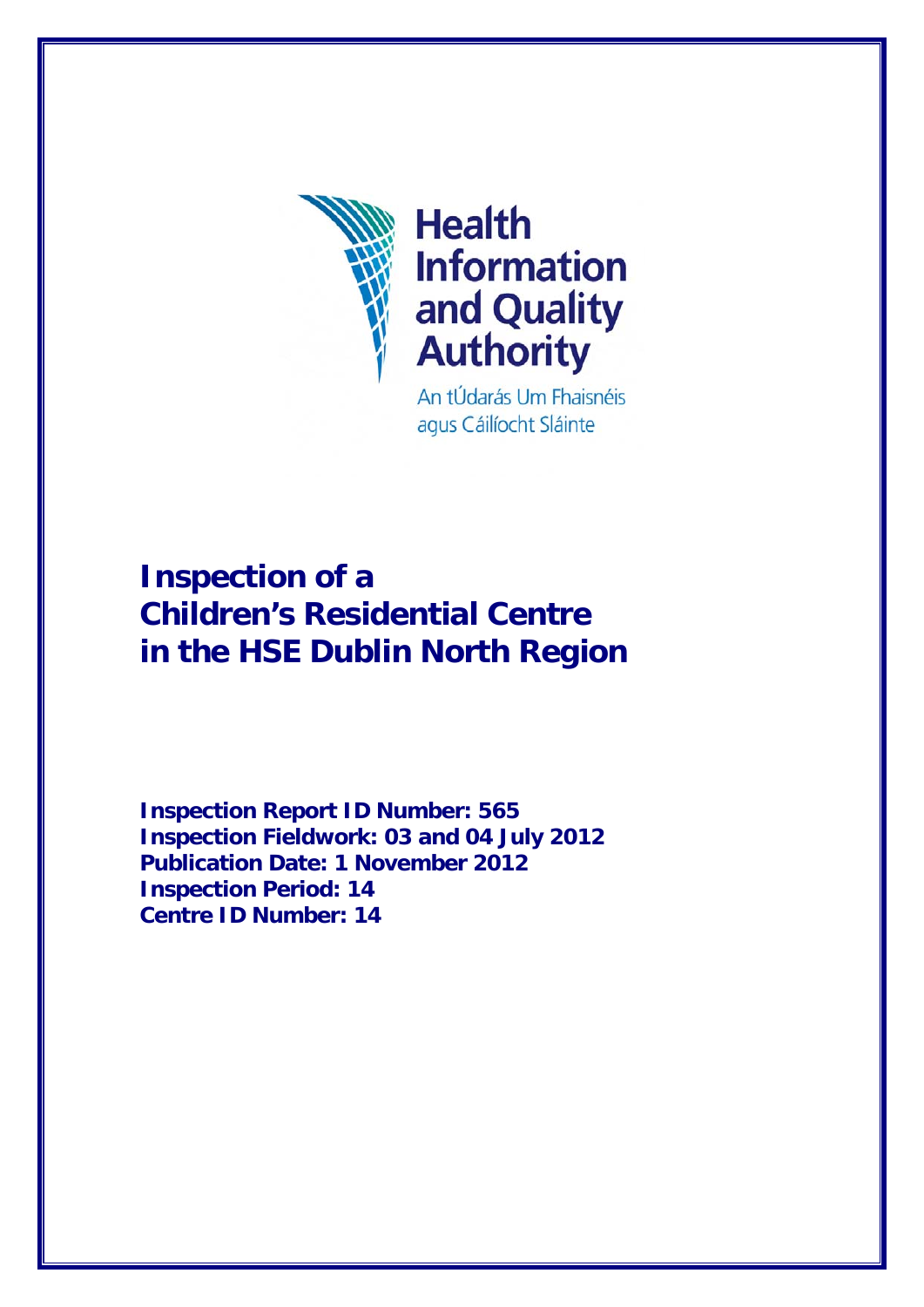Health Information and Quality Authority

An tÚdarás Um Fhaisnéis agus Cáilíocht Sláinte

# Inspection of a Children's Residential Centre in the HSE Dublin North Region

**Inspection Report ID Number: 565**
**Inspection Fieldwork: 03 and 04 July 2012**
**Publication Date: 1 November 2012**
**Inspection Period: 14**
**Centre ID Number: 14**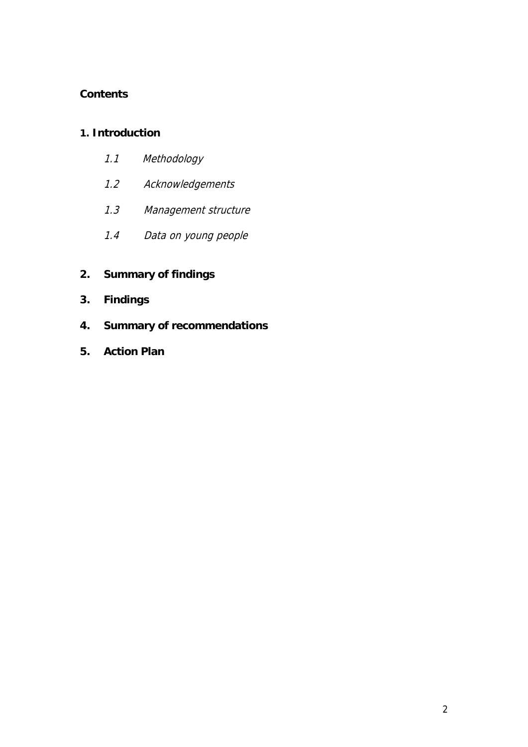**Contents**

**1. Introduction**

- *1.1 Methodology*
- *1.2 Acknowledgements*
- *1.3 Management structure*
- *1.4 Data on young people*

**2. Summary of findings**

**3. Findings**

**4. Summary of recommendations**

**5. Action Plan**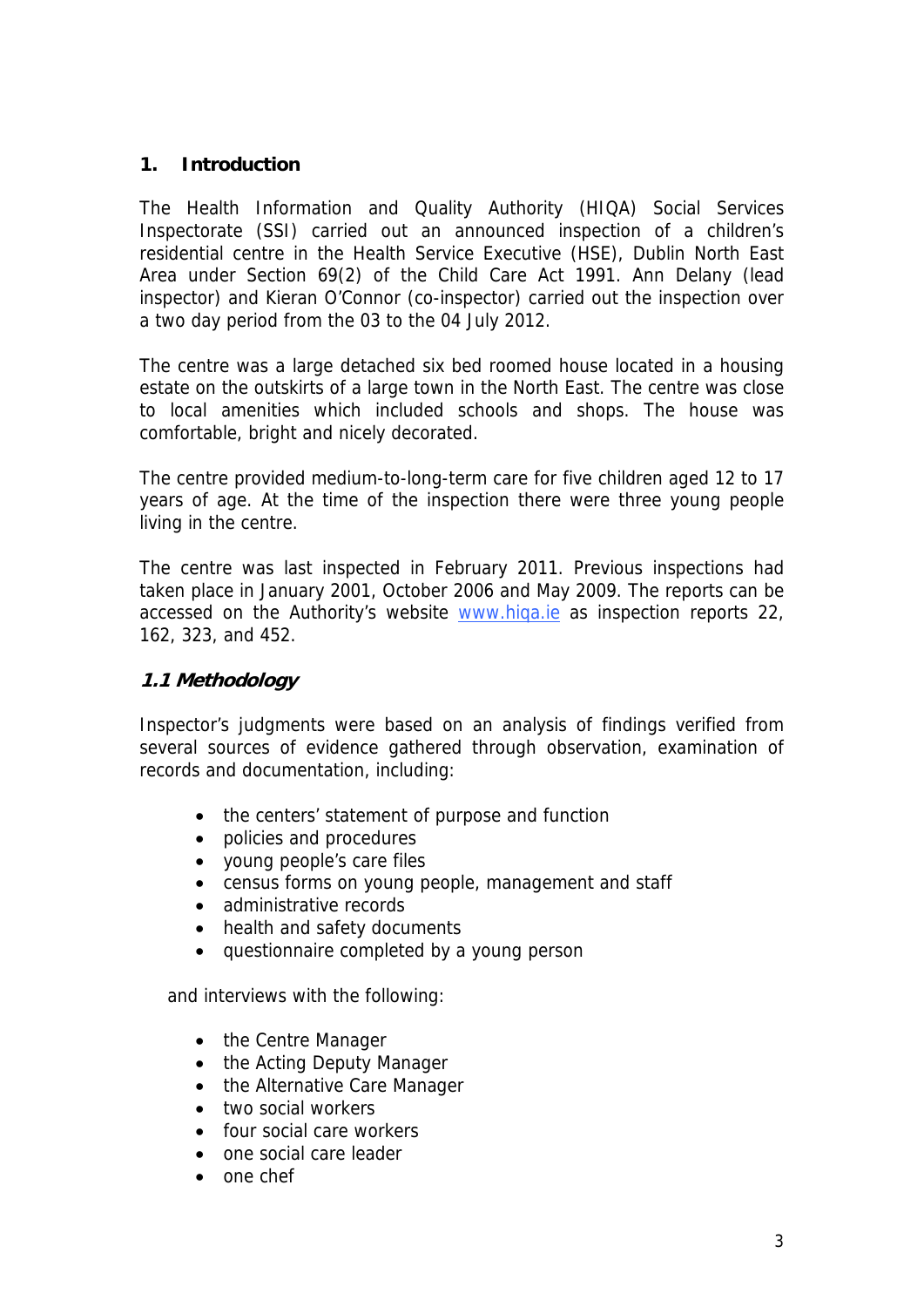## 1. Introduction

The Health Information and Quality Authority (HIQA) Social Services Inspectorate (SSI) carried out an announced inspection of a children's residential centre in the Health Service Executive (HSE), Dublin North East Area under Section 69(2) of the Child Care Act 1991. Ann Delany (lead inspector) and Kieran O'Connor (co-inspector) carried out the inspection over a two day period from the 03 to the 04 July 2012.

The centre was a large detached six bed roomed house located in a housing estate on the outskirts of a large town in the North East. The centre was close to local amenities which included schools and shops. The house was comfortable, bright and nicely decorated.

The centre provided medium-to-long-term care for five children aged 12 to 17 years of age. At the time of the inspection there were three young people living in the centre.

The centre was last inspected in February 2011. Previous inspections had taken place in January 2001, October 2006 and May 2009. The reports can be accessed on the Authority's website [www.hiqa.ie](http://www.hiqa.ie) as inspection reports 22, 162, 323, and 452.

### *1.1 Methodology*

Inspector's judgments were based on an analysis of findings verified from several sources of evidence gathered through observation, examination of records and documentation, including:

- the centers' statement of purpose and function
- policies and procedures
- young people's care files
- census forms on young people, management and staff
- administrative records
- health and safety documents
- questionnaire completed by a young person

and interviews with the following:

- the Centre Manager
- the Acting Deputy Manager
- the Alternative Care Manager
- two social workers
- four social care workers
- one social care leader
- one chef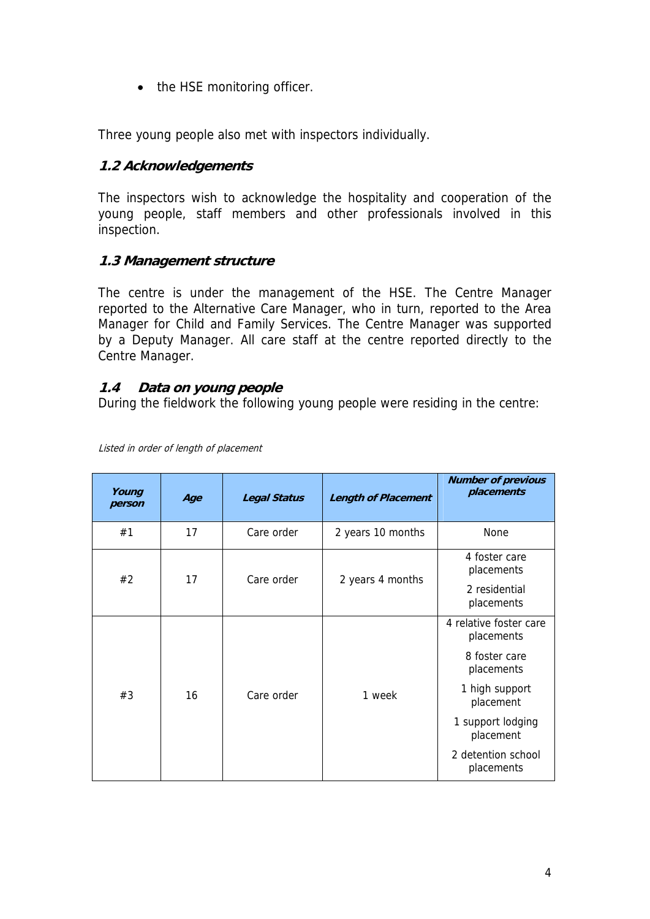- the HSE monitoring officer.

Three young people also met with inspectors individually.

### 1.2 Acknowledgements

The inspectors wish to acknowledge the hospitality and cooperation of the young people, staff members and other professionals involved in this inspection.

### 1.3 Management structure

The centre is under the management of the HSE. The Centre Manager reported to the Alternative Care Manager, who in turn, reported to the Area Manager for Child and Family Services. The Centre Manager was supported by a Deputy Manager. All care staff at the centre reported directly to the Centre Manager.

### 1.4 Data on young people

During the fieldwork the following young people were residing in the centre:

*Listed in order of length of placement*

| Young person | Age | Legal Status | Length of Placement | Number of previous placements |
|---|---|---|---|---|
| #1 | 17 | Care order | 2 years 10 months | None |
| #2 | 17 | Care order | 2 years 4 months | 4 foster care placements<br>2 residential placements |
| #3 | 16 | Care order | 1 week | 4 relative foster care placements<br>8 foster care placements<br>1 high support placement<br>1 support lodging placement<br>2 detention school placements |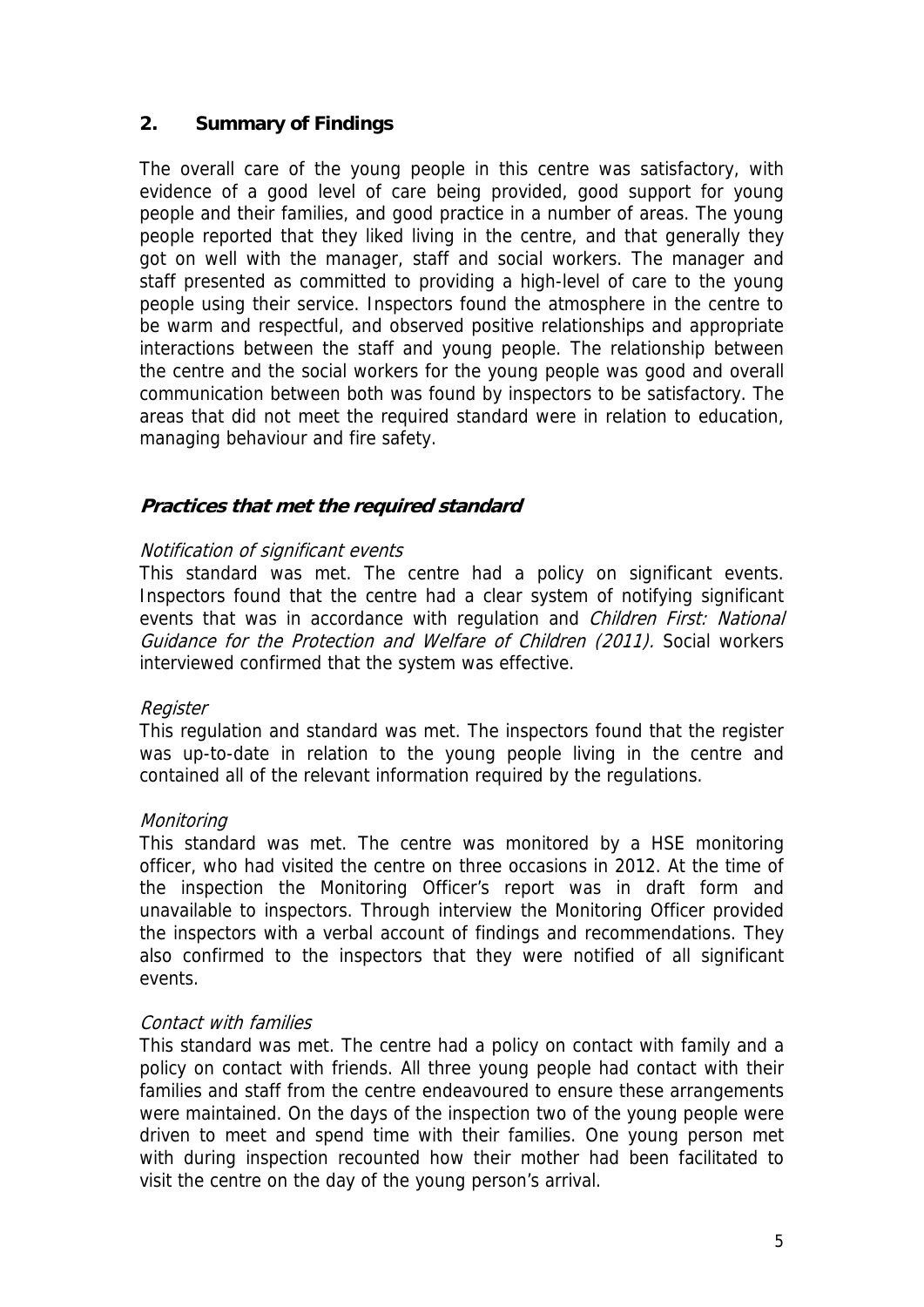## 2. Summary of Findings

The overall care of the young people in this centre was satisfactory, with evidence of a good level of care being provided, good support for young people and their families, and good practice in a number of areas. The young people reported that they liked living in the centre, and that generally they got on well with the manager, staff and social workers. The manager and staff presented as committed to providing a high-level of care to the young people using their service. Inspectors found the atmosphere in the centre to be warm and respectful, and observed positive relationships and appropriate interactions between the staff and young people. The relationship between the centre and the social workers for the young people was good and overall communication between both was found by inspectors to be satisfactory. The areas that did not meet the required standard were in relation to education, managing behaviour and fire safety.

### *Practices that met the required standard*

*Notification of significant events*

This standard was met. The centre had a policy on significant events. Inspectors found that the centre had a clear system of notifying significant events that was in accordance with regulation and *Children First: National Guidance for the Protection and Welfare of Children (2011).* Social workers interviewed confirmed that the system was effective.

*Register*

This regulation and standard was met. The inspectors found that the register was up-to-date in relation to the young people living in the centre and contained all of the relevant information required by the regulations.

*Monitoring*

This standard was met. The centre was monitored by a HSE monitoring officer, who had visited the centre on three occasions in 2012. At the time of the inspection the Monitoring Officer's report was in draft form and unavailable to inspectors. Through interview the Monitoring Officer provided the inspectors with a verbal account of findings and recommendations. They also confirmed to the inspectors that they were notified of all significant events.

*Contact with families*

This standard was met. The centre had a policy on contact with family and a policy on contact with friends. All three young people had contact with their families and staff from the centre endeavoured to ensure these arrangements were maintained. On the days of the inspection two of the young people were driven to meet and spend time with their families. One young person met with during inspection recounted how their mother had been facilitated to visit the centre on the day of the young person's arrival.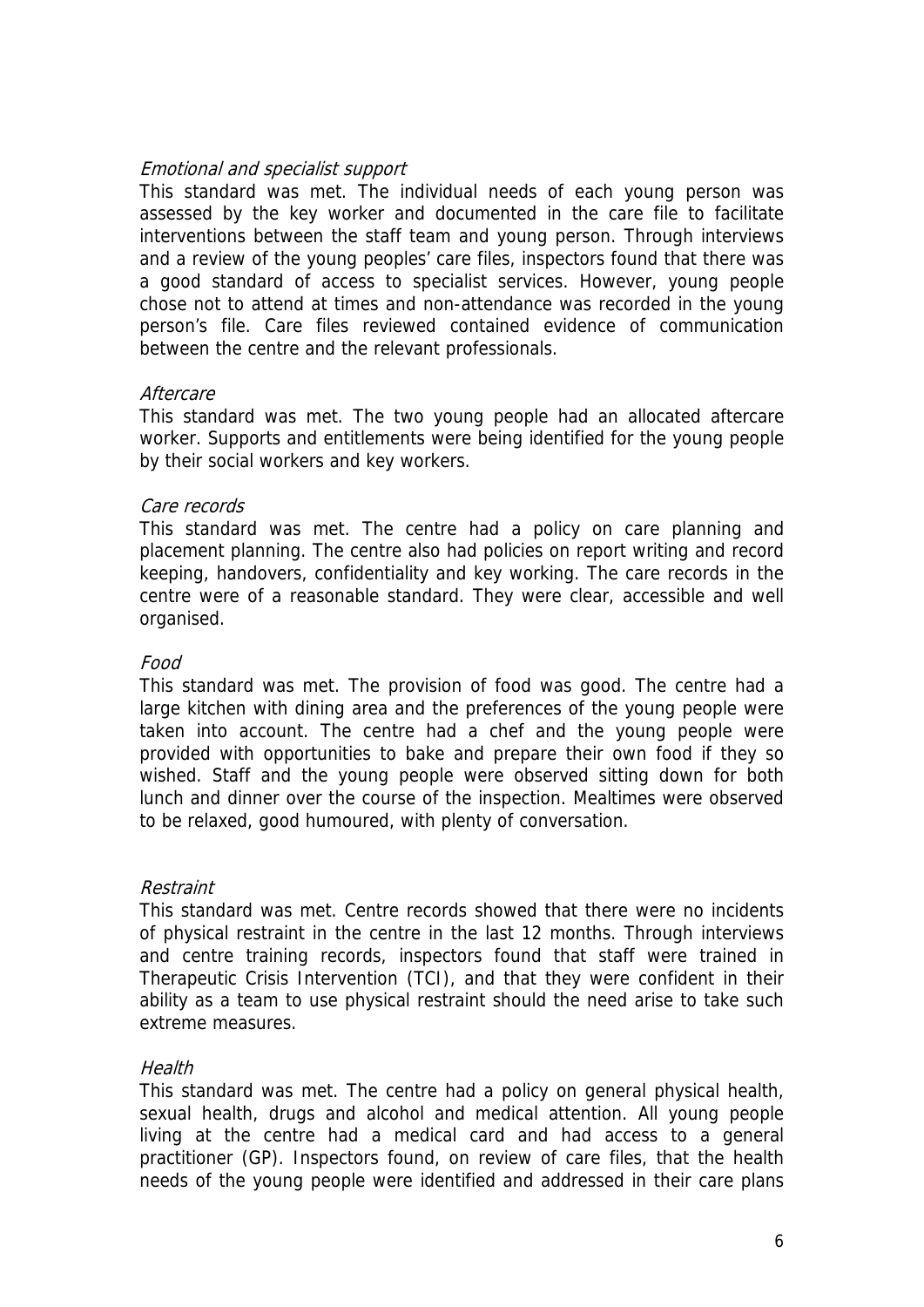*Emotional and specialist support*

This standard was met. The individual needs of each young person was assessed by the key worker and documented in the care file to facilitate interventions between the staff team and young person. Through interviews and a review of the young peoples' care files, inspectors found that there was a good standard of access to specialist services. However, young people chose not to attend at times and non-attendance was recorded in the young person's file. Care files reviewed contained evidence of communication between the centre and the relevant professionals.

*Aftercare*

This standard was met. The two young people had an allocated aftercare worker. Supports and entitlements were being identified for the young people by their social workers and key workers.

*Care records*

This standard was met. The centre had a policy on care planning and placement planning. The centre also had policies on report writing and record keeping, handovers, confidentiality and key working. The care records in the centre were of a reasonable standard. They were clear, accessible and well organised.

*Food*

This standard was met. The provision of food was good. The centre had a large kitchen with dining area and the preferences of the young people were taken into account. The centre had a chef and the young people were provided with opportunities to bake and prepare their own food if they so wished. Staff and the young people were observed sitting down for both lunch and dinner over the course of the inspection. Mealtimes were observed to be relaxed, good humoured, with plenty of conversation.

*Restraint*

This standard was met. Centre records showed that there were no incidents of physical restraint in the centre in the last 12 months. Through interviews and centre training records, inspectors found that staff were trained in Therapeutic Crisis Intervention (TCI), and that they were confident in their ability as a team to use physical restraint should the need arise to take such extreme measures.

*Health*

This standard was met. The centre had a policy on general physical health, sexual health, drugs and alcohol and medical attention. All young people living at the centre had a medical card and had access to a general practitioner (GP). Inspectors found, on review of care files, that the health needs of the young people were identified and addressed in their care plans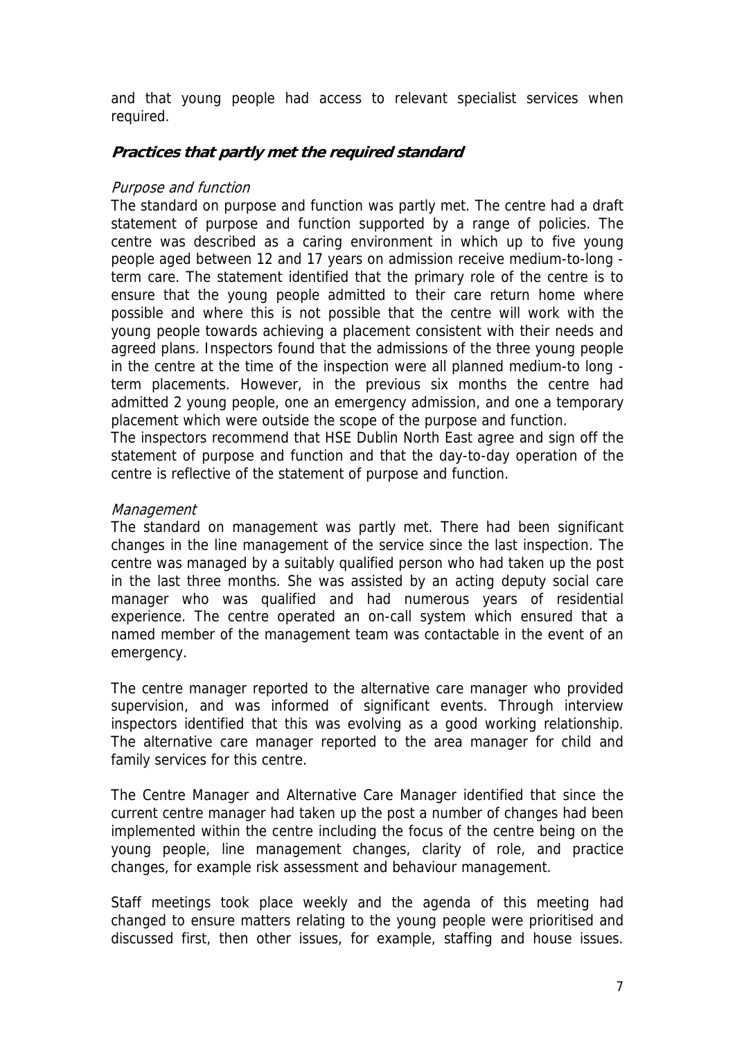and that young people had access to relevant specialist services when required.

### ***Practices that partly met the required standard***

*Purpose and function*

The standard on purpose and function was partly met. The centre had a draft statement of purpose and function supported by a range of policies. The centre was described as a caring environment in which up to five young people aged between 12 and 17 years on admission receive medium-to-long - term care. The statement identified that the primary role of the centre is to ensure that the young people admitted to their care return home where possible and where this is not possible that the centre will work with the young people towards achieving a placement consistent with their needs and agreed plans. Inspectors found that the admissions of the three young people in the centre at the time of the inspection were all planned medium-to long - term placements. However, in the previous six months the centre had admitted 2 young people, one an emergency admission, and one a temporary placement which were outside the scope of the purpose and function.

The inspectors recommend that HSE Dublin North East agree and sign off the statement of purpose and function and that the day-to-day operation of the centre is reflective of the statement of purpose and function.

*Management*

The standard on management was partly met. There had been significant changes in the line management of the service since the last inspection. The centre was managed by a suitably qualified person who had taken up the post in the last three months. She was assisted by an acting deputy social care manager who was qualified and had numerous years of residential experience. The centre operated an on-call system which ensured that a named member of the management team was contactable in the event of an emergency.

The centre manager reported to the alternative care manager who provided supervision, and was informed of significant events. Through interview inspectors identified that this was evolving as a good working relationship. The alternative care manager reported to the area manager for child and family services for this centre.

The Centre Manager and Alternative Care Manager identified that since the current centre manager had taken up the post a number of changes had been implemented within the centre including the focus of the centre being on the young people, line management changes, clarity of role, and practice changes, for example risk assessment and behaviour management.

Staff meetings took place weekly and the agenda of this meeting had changed to ensure matters relating to the young people were prioritised and discussed first, then other issues, for example, staffing and house issues.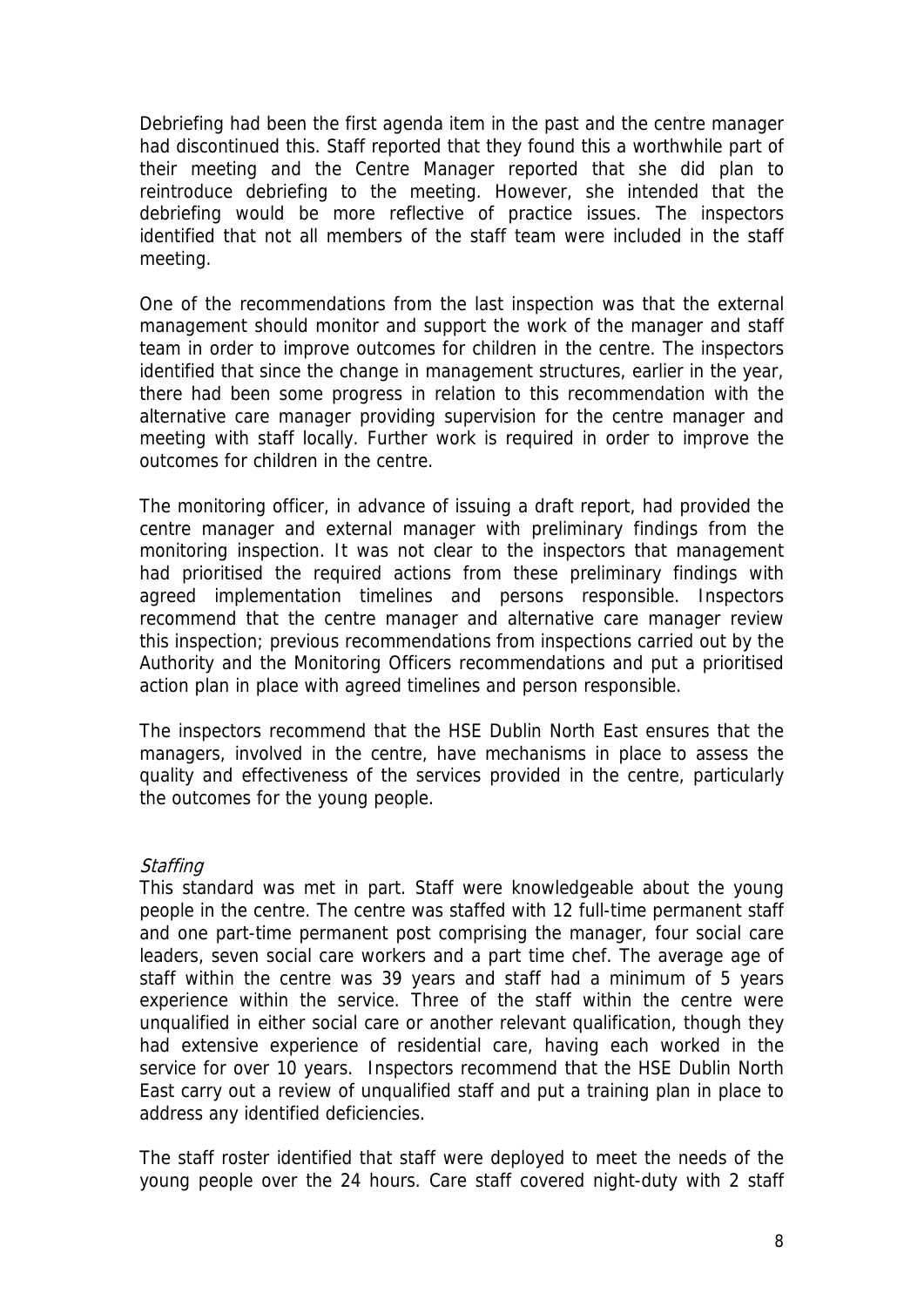Debriefing had been the first agenda item in the past and the centre manager had discontinued this. Staff reported that they found this a worthwhile part of their meeting and the Centre Manager reported that she did plan to reintroduce debriefing to the meeting. However, she intended that the debriefing would be more reflective of practice issues. The inspectors identified that not all members of the staff team were included in the staff meeting.

One of the recommendations from the last inspection was that the external management should monitor and support the work of the manager and staff team in order to improve outcomes for children in the centre. The inspectors identified that since the change in management structures, earlier in the year, there had been some progress in relation to this recommendation with the alternative care manager providing supervision for the centre manager and meeting with staff locally. Further work is required in order to improve the outcomes for children in the centre.

The monitoring officer, in advance of issuing a draft report, had provided the centre manager and external manager with preliminary findings from the monitoring inspection. It was not clear to the inspectors that management had prioritised the required actions from these preliminary findings with agreed implementation timelines and persons responsible. Inspectors recommend that the centre manager and alternative care manager review this inspection; previous recommendations from inspections carried out by the Authority and the Monitoring Officers recommendations and put a prioritised action plan in place with agreed timelines and person responsible.

The inspectors recommend that the HSE Dublin North East ensures that the managers, involved in the centre, have mechanisms in place to assess the quality and effectiveness of the services provided in the centre, particularly the outcomes for the young people.

*Staffing*

This standard was met in part. Staff were knowledgeable about the young people in the centre. The centre was staffed with 12 full-time permanent staff and one part-time permanent post comprising the manager, four social care leaders, seven social care workers and a part time chef. The average age of staff within the centre was 39 years and staff had a minimum of 5 years experience within the service. Three of the staff within the centre were unqualified in either social care or another relevant qualification, though they had extensive experience of residential care, having each worked in the service for over 10 years. Inspectors recommend that the HSE Dublin North East carry out a review of unqualified staff and put a training plan in place to address any identified deficiencies.

The staff roster identified that staff were deployed to meet the needs of the young people over the 24 hours. Care staff covered night-duty with 2 staff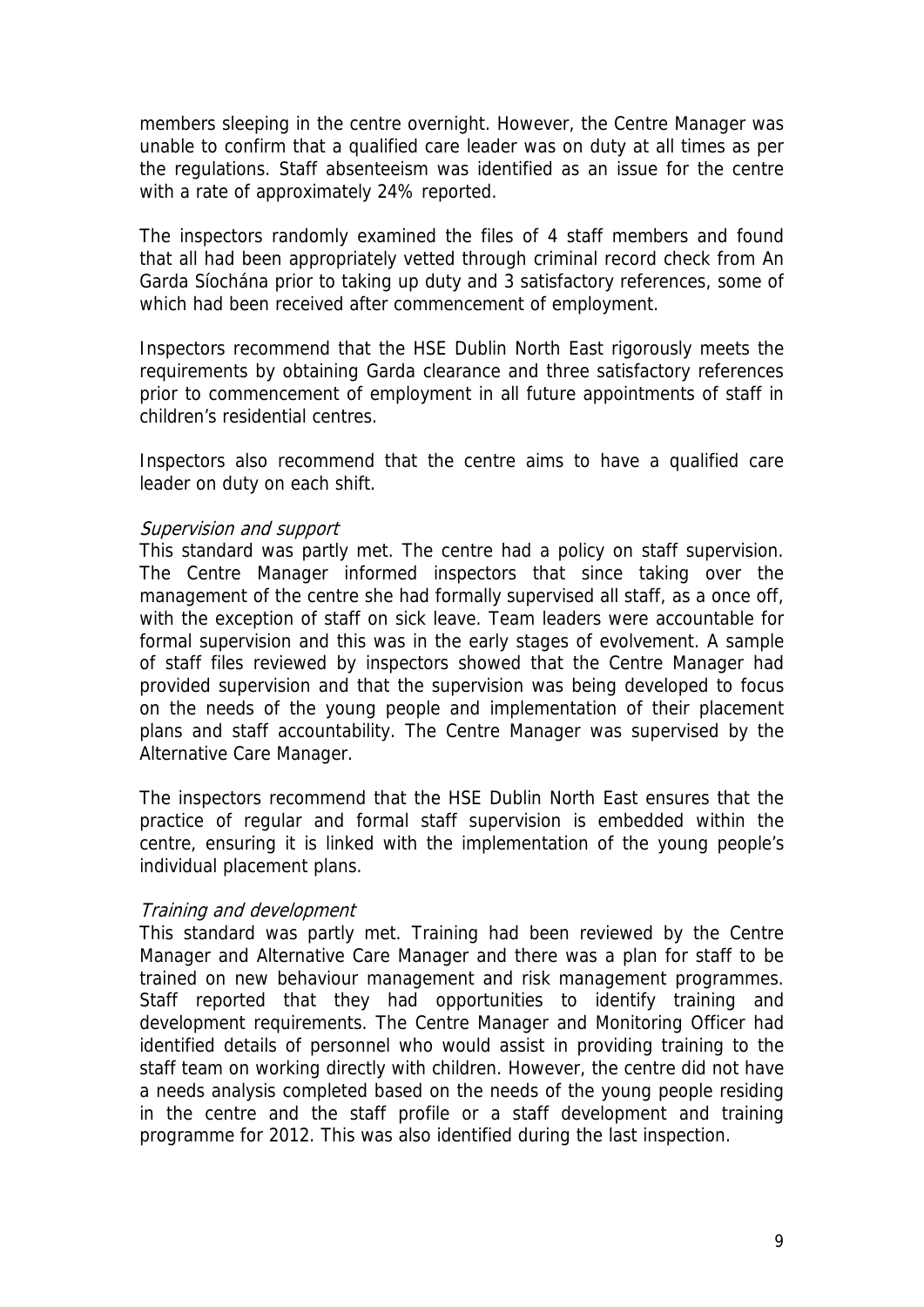members sleeping in the centre overnight. However, the Centre Manager was unable to confirm that a qualified care leader was on duty at all times as per the regulations. Staff absenteeism was identified as an issue for the centre with a rate of approximately 24% reported.

The inspectors randomly examined the files of 4 staff members and found that all had been appropriately vetted through criminal record check from An Garda Síochána prior to taking up duty and 3 satisfactory references, some of which had been received after commencement of employment.

Inspectors recommend that the HSE Dublin North East rigorously meets the requirements by obtaining Garda clearance and three satisfactory references prior to commencement of employment in all future appointments of staff in children's residential centres.

Inspectors also recommend that the centre aims to have a qualified care leader on duty on each shift.

*Supervision and support*

This standard was partly met. The centre had a policy on staff supervision. The Centre Manager informed inspectors that since taking over the management of the centre she had formally supervised all staff, as a once off, with the exception of staff on sick leave. Team leaders were accountable for formal supervision and this was in the early stages of evolvement. A sample of staff files reviewed by inspectors showed that the Centre Manager had provided supervision and that the supervision was being developed to focus on the needs of the young people and implementation of their placement plans and staff accountability. The Centre Manager was supervised by the Alternative Care Manager.

The inspectors recommend that the HSE Dublin North East ensures that the practice of regular and formal staff supervision is embedded within the centre, ensuring it is linked with the implementation of the young people's individual placement plans.

*Training and development*

This standard was partly met. Training had been reviewed by the Centre Manager and Alternative Care Manager and there was a plan for staff to be trained on new behaviour management and risk management programmes. Staff reported that they had opportunities to identify training and development requirements. The Centre Manager and Monitoring Officer had identified details of personnel who would assist in providing training to the staff team on working directly with children. However, the centre did not have a needs analysis completed based on the needs of the young people residing in the centre and the staff profile or a staff development and training programme for 2012. This was also identified during the last inspection.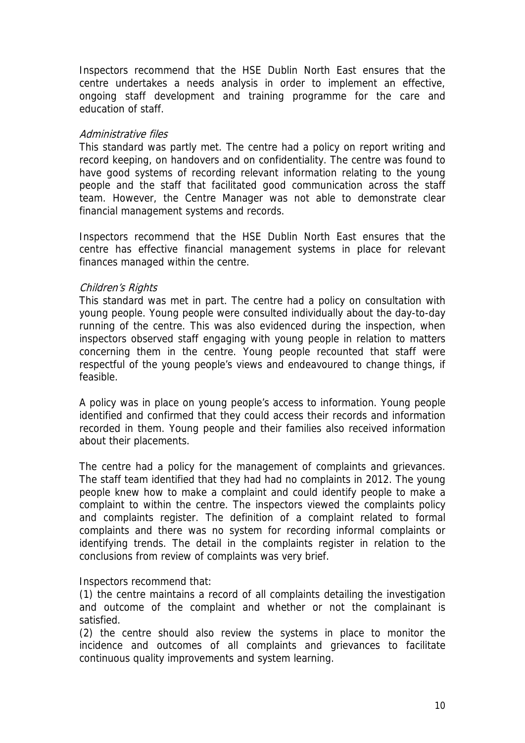Inspectors recommend that the HSE Dublin North East ensures that the centre undertakes a needs analysis in order to implement an effective, ongoing staff development and training programme for the care and education of staff.

*Administrative files*

This standard was partly met. The centre had a policy on report writing and record keeping, on handovers and on confidentiality. The centre was found to have good systems of recording relevant information relating to the young people and the staff that facilitated good communication across the staff team. However, the Centre Manager was not able to demonstrate clear financial management systems and records.

Inspectors recommend that the HSE Dublin North East ensures that the centre has effective financial management systems in place for relevant finances managed within the centre.

*Children's Rights*

This standard was met in part. The centre had a policy on consultation with young people. Young people were consulted individually about the day-to-day running of the centre. This was also evidenced during the inspection, when inspectors observed staff engaging with young people in relation to matters concerning them in the centre. Young people recounted that staff were respectful of the young people's views and endeavoured to change things, if feasible.

A policy was in place on young people's access to information. Young people identified and confirmed that they could access their records and information recorded in them. Young people and their families also received information about their placements.

The centre had a policy for the management of complaints and grievances. The staff team identified that they had had no complaints in 2012. The young people knew how to make a complaint and could identify people to make a complaint to within the centre. The inspectors viewed the complaints policy and complaints register. The definition of a complaint related to formal complaints and there was no system for recording informal complaints or identifying trends. The detail in the complaints register in relation to the conclusions from review of complaints was very brief.

Inspectors recommend that:

(1) the centre maintains a record of all complaints detailing the investigation and outcome of the complaint and whether or not the complainant is satisfied.

(2) the centre should also review the systems in place to monitor the incidence and outcomes of all complaints and grievances to facilitate continuous quality improvements and system learning.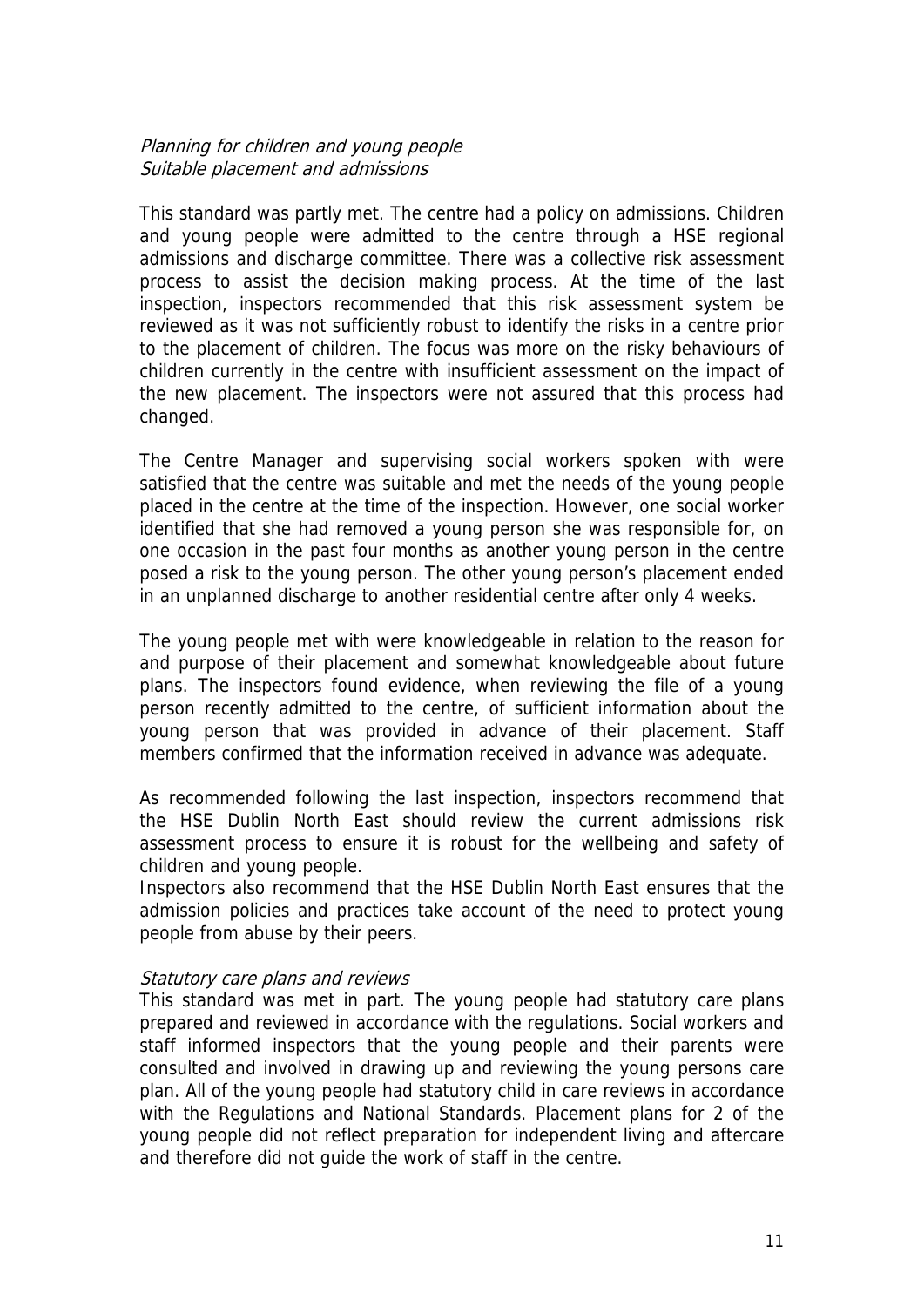*Planning for children and young people*
*Suitable placement and admissions*

This standard was partly met. The centre had a policy on admissions. Children and young people were admitted to the centre through a HSE regional admissions and discharge committee. There was a collective risk assessment process to assist the decision making process. At the time of the last inspection, inspectors recommended that this risk assessment system be reviewed as it was not sufficiently robust to identify the risks in a centre prior to the placement of children. The focus was more on the risky behaviours of children currently in the centre with insufficient assessment on the impact of the new placement. The inspectors were not assured that this process had changed.

The Centre Manager and supervising social workers spoken with were satisfied that the centre was suitable and met the needs of the young people placed in the centre at the time of the inspection. However, one social worker identified that she had removed a young person she was responsible for, on one occasion in the past four months as another young person in the centre posed a risk to the young person. The other young person's placement ended in an unplanned discharge to another residential centre after only 4 weeks.

The young people met with were knowledgeable in relation to the reason for and purpose of their placement and somewhat knowledgeable about future plans. The inspectors found evidence, when reviewing the file of a young person recently admitted to the centre, of sufficient information about the young person that was provided in advance of their placement. Staff members confirmed that the information received in advance was adequate.

As recommended following the last inspection, inspectors recommend that the HSE Dublin North East should review the current admissions risk assessment process to ensure it is robust for the wellbeing and safety of children and young people.
Inspectors also recommend that the HSE Dublin North East ensures that the admission policies and practices take account of the need to protect young people from abuse by their peers.

*Statutory care plans and reviews*
This standard was met in part. The young people had statutory care plans prepared and reviewed in accordance with the regulations. Social workers and staff informed inspectors that the young people and their parents were consulted and involved in drawing up and reviewing the young persons care plan. All of the young people had statutory child in care reviews in accordance with the Regulations and National Standards. Placement plans for 2 of the young people did not reflect preparation for independent living and aftercare and therefore did not guide the work of staff in the centre.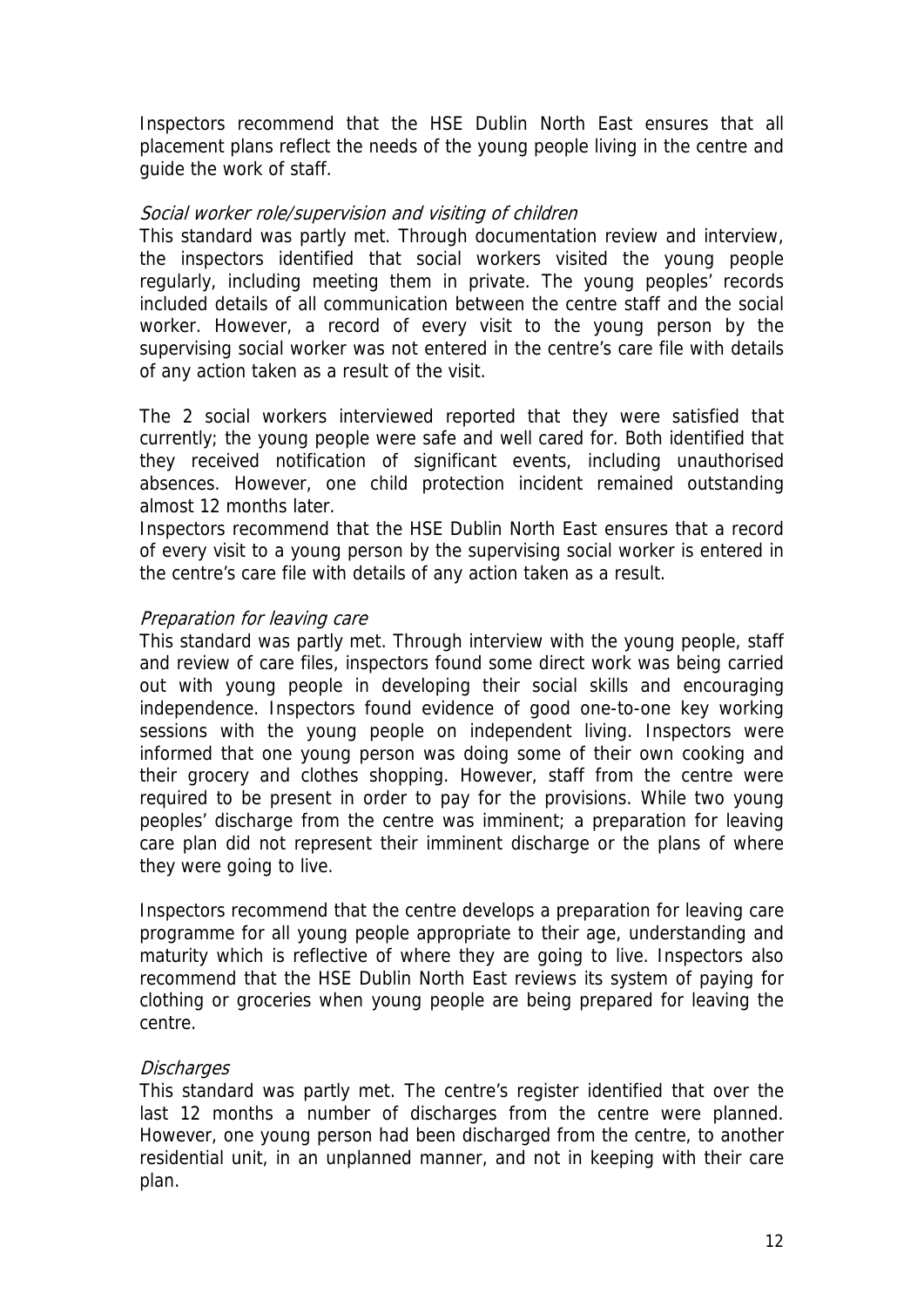Inspectors recommend that the HSE Dublin North East ensures that all placement plans reflect the needs of the young people living in the centre and guide the work of staff.

*Social worker role/supervision and visiting of children*

This standard was partly met. Through documentation review and interview, the inspectors identified that social workers visited the young people regularly, including meeting them in private. The young peoples' records included details of all communication between the centre staff and the social worker. However, a record of every visit to the young person by the supervising social worker was not entered in the centre's care file with details of any action taken as a result of the visit.

The 2 social workers interviewed reported that they were satisfied that currently; the young people were safe and well cared for. Both identified that they received notification of significant events, including unauthorised absences. However, one child protection incident remained outstanding almost 12 months later.

Inspectors recommend that the HSE Dublin North East ensures that a record of every visit to a young person by the supervising social worker is entered in the centre's care file with details of any action taken as a result.

*Preparation for leaving care*

This standard was partly met. Through interview with the young people, staff and review of care files, inspectors found some direct work was being carried out with young people in developing their social skills and encouraging independence. Inspectors found evidence of good one-to-one key working sessions with the young people on independent living. Inspectors were informed that one young person was doing some of their own cooking and their grocery and clothes shopping. However, staff from the centre were required to be present in order to pay for the provisions. While two young peoples' discharge from the centre was imminent; a preparation for leaving care plan did not represent their imminent discharge or the plans of where they were going to live.

Inspectors recommend that the centre develops a preparation for leaving care programme for all young people appropriate to their age, understanding and maturity which is reflective of where they are going to live. Inspectors also recommend that the HSE Dublin North East reviews its system of paying for clothing or groceries when young people are being prepared for leaving the centre.

*Discharges*

This standard was partly met. The centre's register identified that over the last 12 months a number of discharges from the centre were planned. However, one young person had been discharged from the centre, to another residential unit, in an unplanned manner, and not in keeping with their care plan.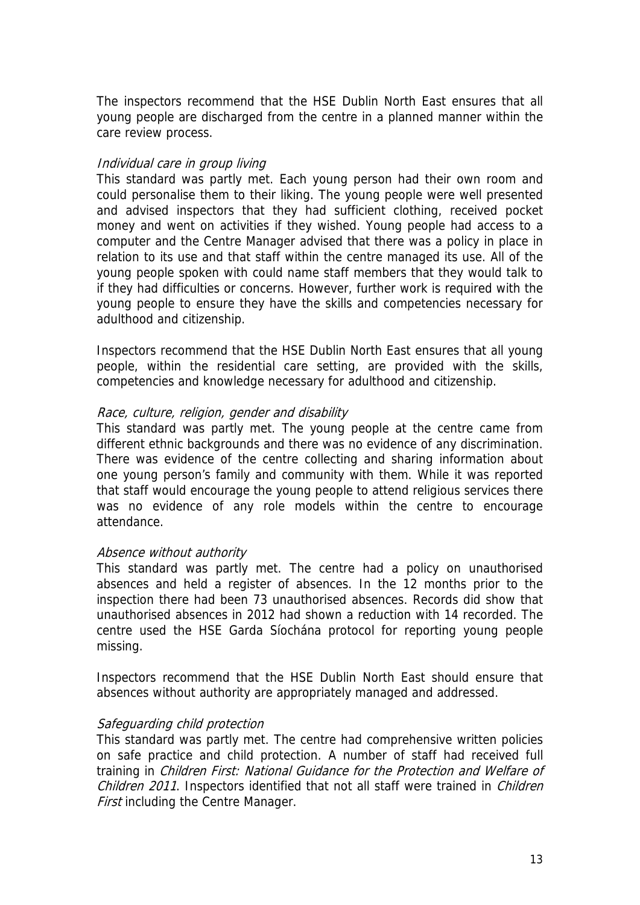The inspectors recommend that the HSE Dublin North East ensures that all young people are discharged from the centre in a planned manner within the care review process.

*Individual care in group living*

This standard was partly met. Each young person had their own room and could personalise them to their liking. The young people were well presented and advised inspectors that they had sufficient clothing, received pocket money and went on activities if they wished. Young people had access to a computer and the Centre Manager advised that there was a policy in place in relation to its use and that staff within the centre managed its use. All of the young people spoken with could name staff members that they would talk to if they had difficulties or concerns. However, further work is required with the young people to ensure they have the skills and competencies necessary for adulthood and citizenship.

Inspectors recommend that the HSE Dublin North East ensures that all young people, within the residential care setting, are provided with the skills, competencies and knowledge necessary for adulthood and citizenship.

*Race, culture, religion, gender and disability*

This standard was partly met. The young people at the centre came from different ethnic backgrounds and there was no evidence of any discrimination. There was evidence of the centre collecting and sharing information about one young person's family and community with them. While it was reported that staff would encourage the young people to attend religious services there was no evidence of any role models within the centre to encourage attendance.

*Absence without authority*

This standard was partly met. The centre had a policy on unauthorised absences and held a register of absences. In the 12 months prior to the inspection there had been 73 unauthorised absences. Records did show that unauthorised absences in 2012 had shown a reduction with 14 recorded. The centre used the HSE Garda Síochána protocol for reporting young people missing.

Inspectors recommend that the HSE Dublin North East should ensure that absences without authority are appropriately managed and addressed.

*Safeguarding child protection*

This standard was partly met. The centre had comprehensive written policies on safe practice and child protection. A number of staff had received full training in *Children First: National Guidance for the Protection and Welfare of Children 2011*. Inspectors identified that not all staff were trained in *Children First* including the Centre Manager.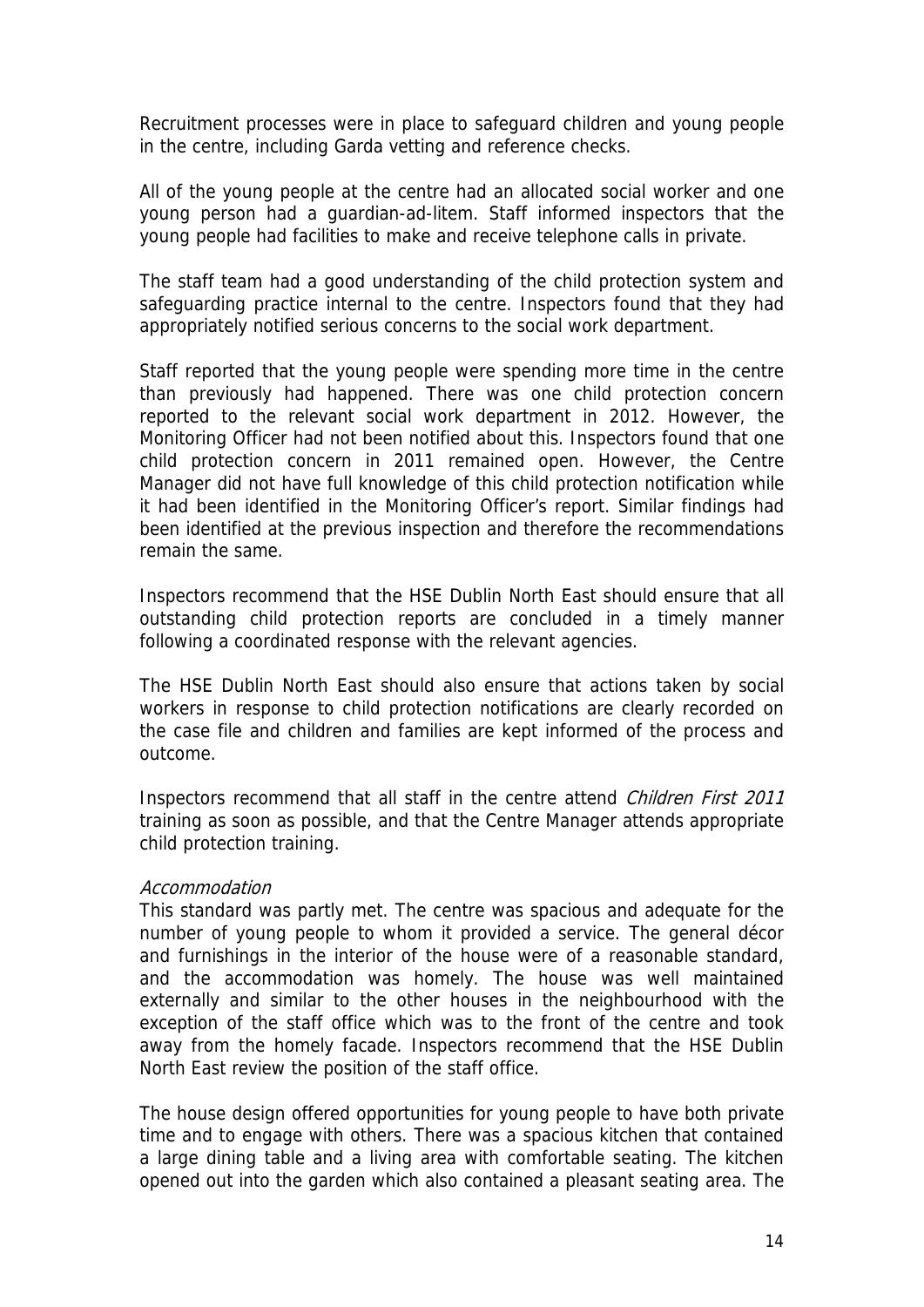Recruitment processes were in place to safeguard children and young people in the centre, including Garda vetting and reference checks.

All of the young people at the centre had an allocated social worker and one young person had a guardian-ad-litem. Staff informed inspectors that the young people had facilities to make and receive telephone calls in private.

The staff team had a good understanding of the child protection system and safeguarding practice internal to the centre. Inspectors found that they had appropriately notified serious concerns to the social work department.

Staff reported that the young people were spending more time in the centre than previously had happened. There was one child protection concern reported to the relevant social work department in 2012. However, the Monitoring Officer had not been notified about this. Inspectors found that one child protection concern in 2011 remained open. However, the Centre Manager did not have full knowledge of this child protection notification while it had been identified in the Monitoring Officer's report. Similar findings had been identified at the previous inspection and therefore the recommendations remain the same.

Inspectors recommend that the HSE Dublin North East should ensure that all outstanding child protection reports are concluded in a timely manner following a coordinated response with the relevant agencies.

The HSE Dublin North East should also ensure that actions taken by social workers in response to child protection notifications are clearly recorded on the case file and children and families are kept informed of the process and outcome.

Inspectors recommend that all staff in the centre attend *Children First 2011* training as soon as possible, and that the Centre Manager attends appropriate child protection training.

*Accommodation*

This standard was partly met. The centre was spacious and adequate for the number of young people to whom it provided a service. The general décor and furnishings in the interior of the house were of a reasonable standard, and the accommodation was homely. The house was well maintained externally and similar to the other houses in the neighbourhood with the exception of the staff office which was to the front of the centre and took away from the homely facade. Inspectors recommend that the HSE Dublin North East review the position of the staff office.

The house design offered opportunities for young people to have both private time and to engage with others. There was a spacious kitchen that contained a large dining table and a living area with comfortable seating. The kitchen opened out into the garden which also contained a pleasant seating area. The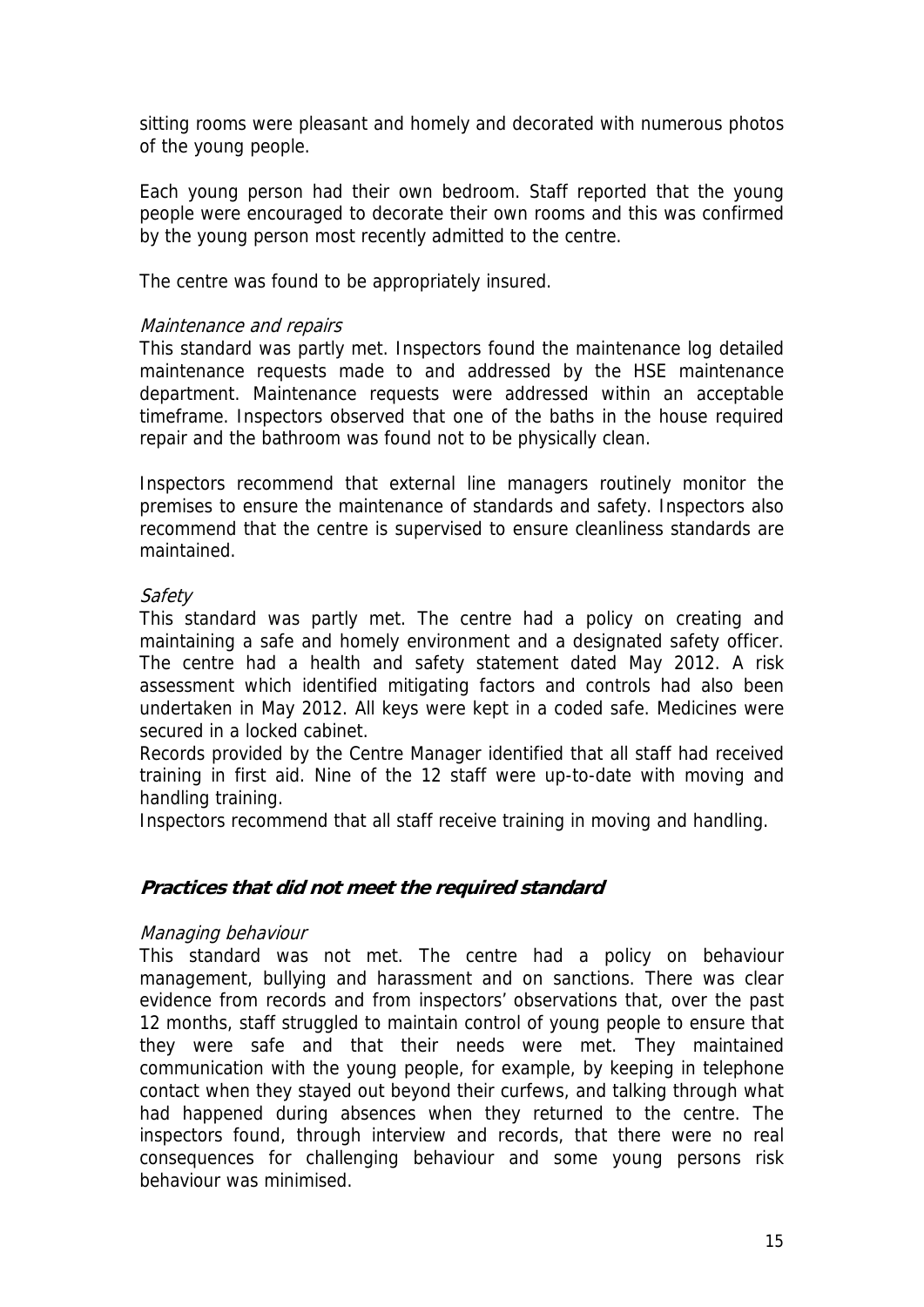sitting rooms were pleasant and homely and decorated with numerous photos of the young people.

Each young person had their own bedroom. Staff reported that the young people were encouraged to decorate their own rooms and this was confirmed by the young person most recently admitted to the centre.

The centre was found to be appropriately insured.

*Maintenance and repairs*

This standard was partly met. Inspectors found the maintenance log detailed maintenance requests made to and addressed by the HSE maintenance department. Maintenance requests were addressed within an acceptable timeframe. Inspectors observed that one of the baths in the house required repair and the bathroom was found not to be physically clean.

Inspectors recommend that external line managers routinely monitor the premises to ensure the maintenance of standards and safety. Inspectors also recommend that the centre is supervised to ensure cleanliness standards are maintained.

*Safety*

This standard was partly met. The centre had a policy on creating and maintaining a safe and homely environment and a designated safety officer. The centre had a health and safety statement dated May 2012. A risk assessment which identified mitigating factors and controls had also been undertaken in May 2012. All keys were kept in a coded safe. Medicines were secured in a locked cabinet.

Records provided by the Centre Manager identified that all staff had received training in first aid. Nine of the 12 staff were up-to-date with moving and handling training.

Inspectors recommend that all staff receive training in moving and handling.

## Practices that did not meet the required standard

*Managing behaviour*

This standard was not met. The centre had a policy on behaviour management, bullying and harassment and on sanctions. There was clear evidence from records and from inspectors' observations that, over the past 12 months, staff struggled to maintain control of young people to ensure that they were safe and that their needs were met. They maintained communication with the young people, for example, by keeping in telephone contact when they stayed out beyond their curfews, and talking through what had happened during absences when they returned to the centre. The inspectors found, through interview and records, that there were no real consequences for challenging behaviour and some young persons risk behaviour was minimised.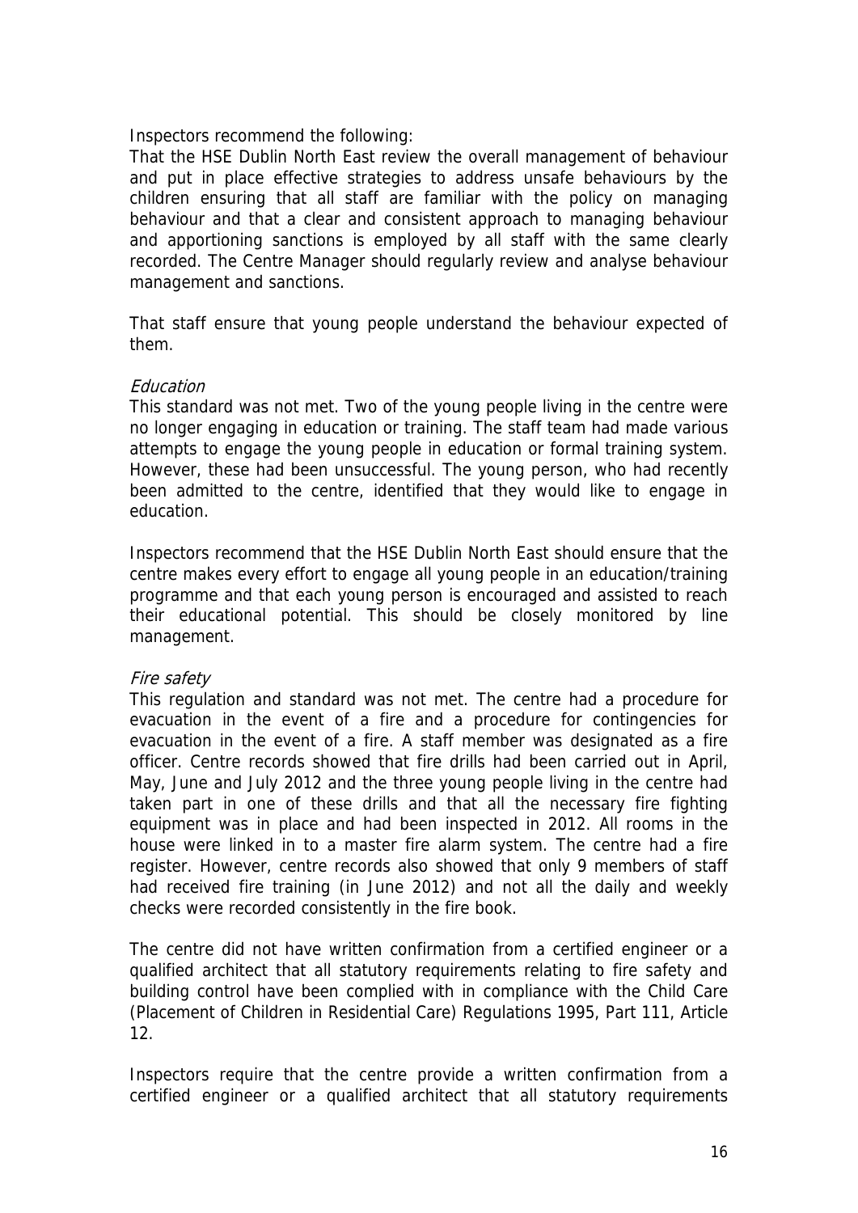Inspectors recommend the following:

That the HSE Dublin North East review the overall management of behaviour and put in place effective strategies to address unsafe behaviours by the children ensuring that all staff are familiar with the policy on managing behaviour and that a clear and consistent approach to managing behaviour and apportioning sanctions is employed by all staff with the same clearly recorded. The Centre Manager should regularly review and analyse behaviour management and sanctions.

That staff ensure that young people understand the behaviour expected of them.

*Education*

This standard was not met. Two of the young people living in the centre were no longer engaging in education or training. The staff team had made various attempts to engage the young people in education or formal training system. However, these had been unsuccessful. The young person, who had recently been admitted to the centre, identified that they would like to engage in education.

Inspectors recommend that the HSE Dublin North East should ensure that the centre makes every effort to engage all young people in an education/training programme and that each young person is encouraged and assisted to reach their educational potential. This should be closely monitored by line management.

*Fire safety*

This regulation and standard was not met. The centre had a procedure for evacuation in the event of a fire and a procedure for contingencies for evacuation in the event of a fire. A staff member was designated as a fire officer. Centre records showed that fire drills had been carried out in April, May, June and July 2012 and the three young people living in the centre had taken part in one of these drills and that all the necessary fire fighting equipment was in place and had been inspected in 2012. All rooms in the house were linked in to a master fire alarm system. The centre had a fire register. However, centre records also showed that only 9 members of staff had received fire training (in June 2012) and not all the daily and weekly checks were recorded consistently in the fire book.

The centre did not have written confirmation from a certified engineer or a qualified architect that all statutory requirements relating to fire safety and building control have been complied with in compliance with the Child Care (Placement of Children in Residential Care) Regulations 1995, Part 111, Article 12.

Inspectors require that the centre provide a written confirmation from a certified engineer or a qualified architect that all statutory requirements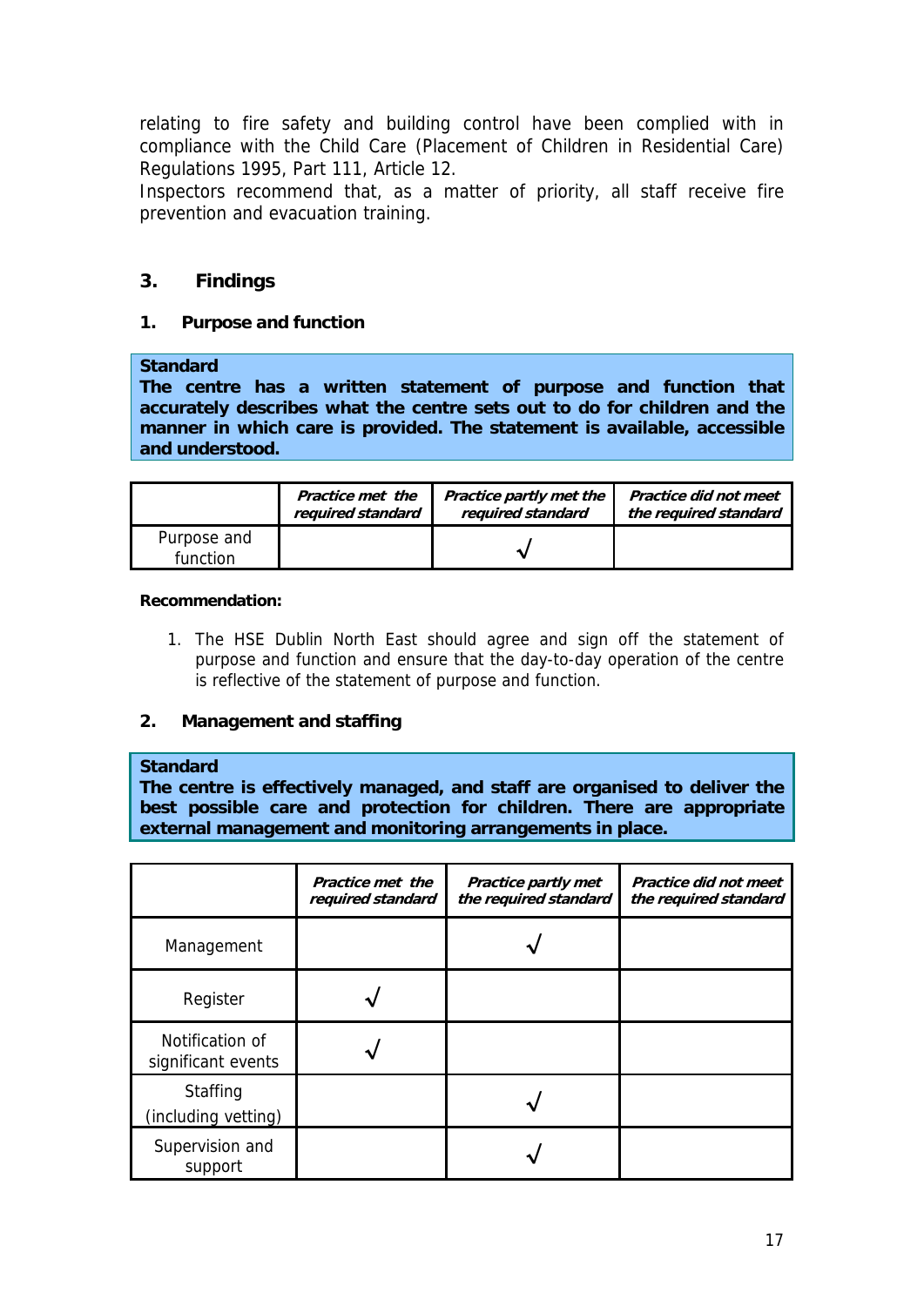relating to fire safety and building control have been complied with in compliance with the Child Care (Placement of Children in Residential Care) Regulations 1995, Part 111, Article 12.

Inspectors recommend that, as a matter of priority, all staff receive fire prevention and evacuation training.

## 3. Findings

### 1. Purpose and function

**Standard**
**The centre has a written statement of purpose and function that accurately describes what the centre sets out to do for children and the manner in which care is provided. The statement is available, accessible and understood.**

| | *Practice met the required standard* | *Practice partly met the required standard* | *Practice did not meet the required standard* |
|---|---|---|---|
| Purpose and function | | √ | |

**Recommendation:**

1. The HSE Dublin North East should agree and sign off the statement of purpose and function and ensure that the day-to-day operation of the centre is reflective of the statement of purpose and function.

### 2. Management and staffing

**Standard**
**The centre is effectively managed, and staff are organised to deliver the best possible care and protection for children. There are appropriate external management and monitoring arrangements in place.**

| | *Practice met the required standard* | *Practice partly met the required standard* | *Practice did not meet the required standard* |
|---|---|---|---|
| Management | | √ | |
| Register | √ | | |
| Notification of significant events | √ | | |
| Staffing (including vetting) | | √ | |
| Supervision and support | | √ | |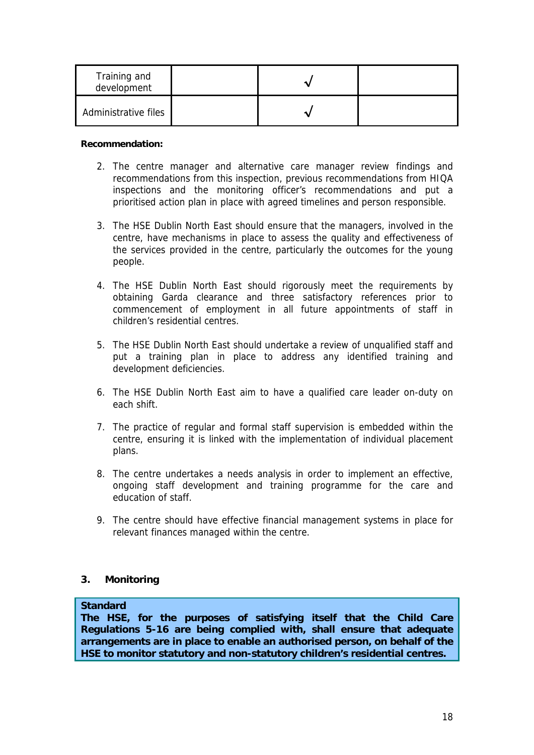| Training and development | | √ | |
|---|---|---|---|
| Administrative files | | √ | |

**Recommendation:**

2. The centre manager and alternative care manager review findings and recommendations from this inspection, previous recommendations from HIQA inspections and the monitoring officer's recommendations and put a prioritised action plan in place with agreed timelines and person responsible.

3. The HSE Dublin North East should ensure that the managers, involved in the centre, have mechanisms in place to assess the quality and effectiveness of the services provided in the centre, particularly the outcomes for the young people.

4. The HSE Dublin North East should rigorously meet the requirements by obtaining Garda clearance and three satisfactory references prior to commencement of employment in all future appointments of staff in children's residential centres.

5. The HSE Dublin North East should undertake a review of unqualified staff and put a training plan in place to address any identified training and development deficiencies.

6. The HSE Dublin North East aim to have a qualified care leader on-duty on each shift.

7. The practice of regular and formal staff supervision is embedded within the centre, ensuring it is linked with the implementation of individual placement plans.

8. The centre undertakes a needs analysis in order to implement an effective, ongoing staff development and training programme for the care and education of staff.

9. The centre should have effective financial management systems in place for relevant finances managed within the centre.

## 3. Monitoring

**Standard**
**The HSE, for the purposes of satisfying itself that the Child Care Regulations 5-16 are being complied with, shall ensure that adequate arrangements are in place to enable an authorised person, on behalf of the HSE to monitor statutory and non-statutory children's residential centres.**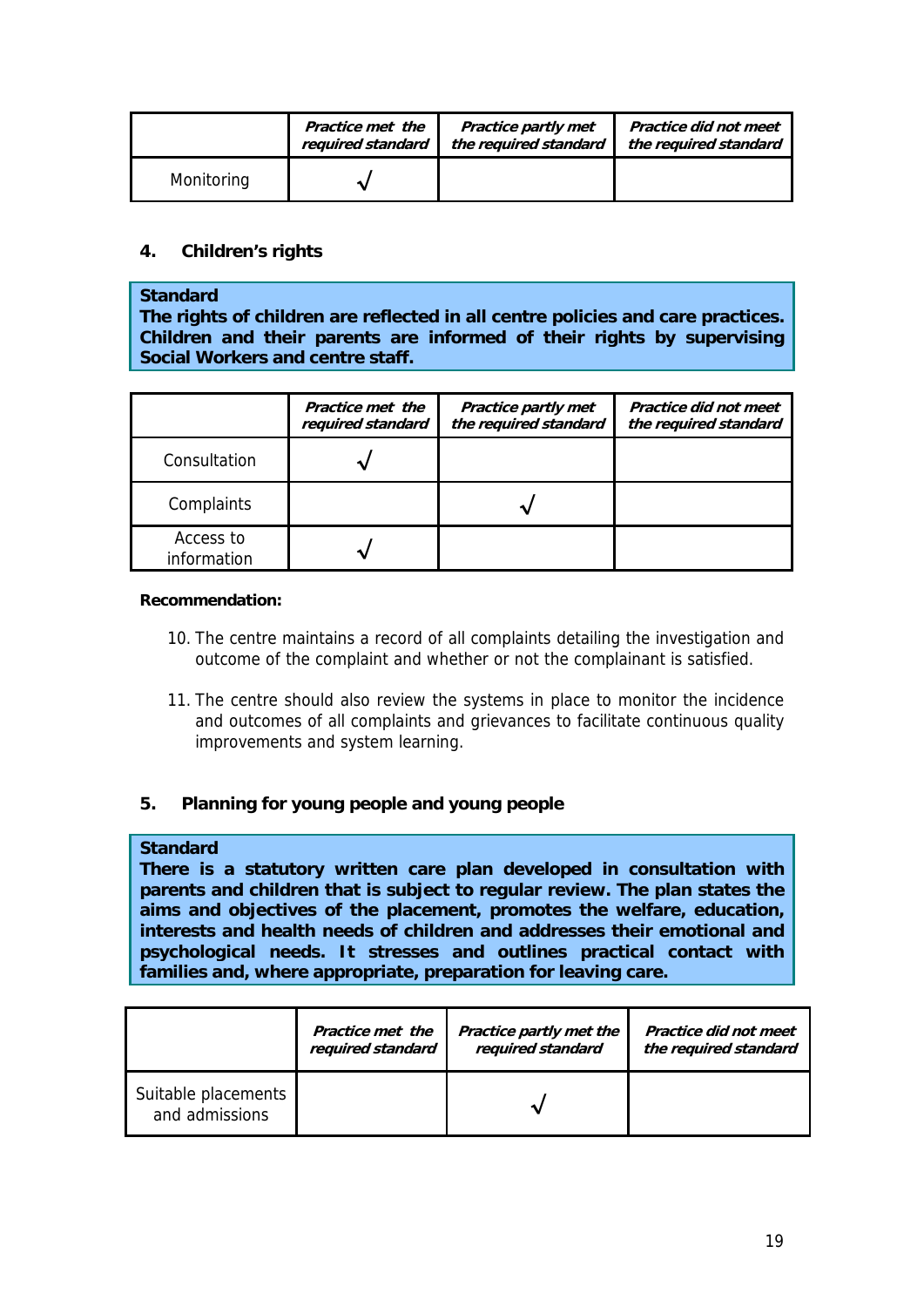| | *Practice met the required standard* | *Practice partly met the required standard* | *Practice did not meet the required standard* |
|---|---|---|---|
| Monitoring | √ | | |

### 4. Children's rights

**Standard**
**The rights of children are reflected in all centre policies and care practices. Children and their parents are informed of their rights by supervising Social Workers and centre staff.**

| | *Practice met the required standard* | *Practice partly met the required standard* | *Practice did not meet the required standard* |
|---|---|---|---|
| Consultation | √ | | |
| Complaints | | √ | |
| Access to information | √ | | |

**Recommendation:**

10. The centre maintains a record of all complaints detailing the investigation and outcome of the complaint and whether or not the complainant is satisfied.

11. The centre should also review the systems in place to monitor the incidence and outcomes of all complaints and grievances to facilitate continuous quality improvements and system learning.

### 5. Planning for young people and young people

**Standard**
**There is a statutory written care plan developed in consultation with parents and children that is subject to regular review. The plan states the aims and objectives of the placement, promotes the welfare, education, interests and health needs of children and addresses their emotional and psychological needs. It stresses and outlines practical contact with families and, where appropriate, preparation for leaving care.**

| | *Practice met the required standard* | *Practice partly met the required standard* | *Practice did not meet the required standard* |
|---|---|---|---|
| Suitable placements and admissions | | √ | |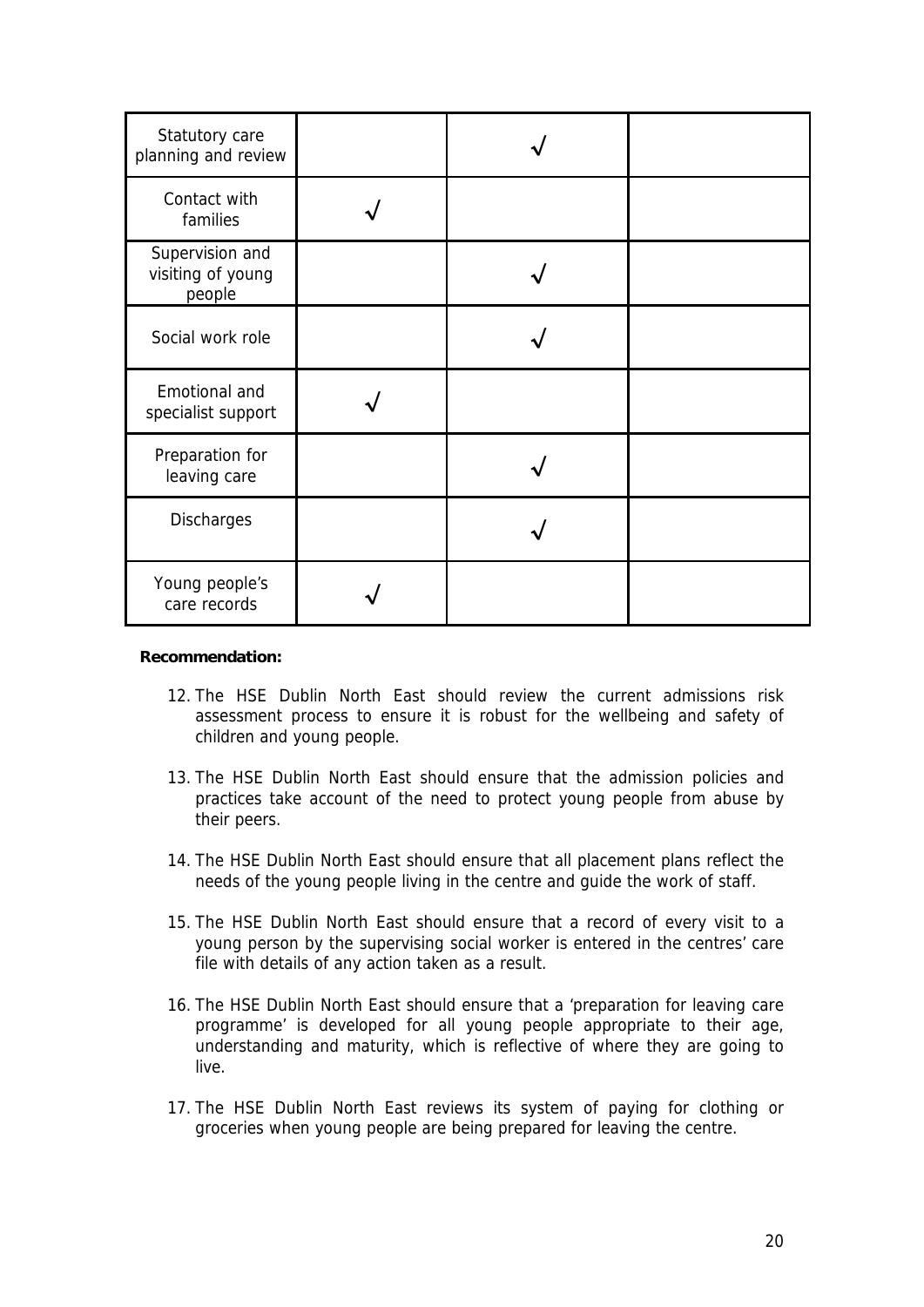| | | | |
|---|---|---|---|
| Statutory care planning and review | | √ | |
| Contact with families | √ | | |
| Supervision and visiting of young people | | √ | |
| Social work role | | √ | |
| Emotional and specialist support | √ | | |
| Preparation for leaving care | | √ | |
| Discharges | | √ | |
| Young people's care records | √ | | |

**Recommendation:**

12. The HSE Dublin North East should review the current admissions risk assessment process to ensure it is robust for the wellbeing and safety of children and young people.
13. The HSE Dublin North East should ensure that the admission policies and practices take account of the need to protect young people from abuse by their peers.
14. The HSE Dublin North East should ensure that all placement plans reflect the needs of the young people living in the centre and guide the work of staff.
15. The HSE Dublin North East should ensure that a record of every visit to a young person by the supervising social worker is entered in the centres' care file with details of any action taken as a result.
16. The HSE Dublin North East should ensure that a 'preparation for leaving care programme' is developed for all young people appropriate to their age, understanding and maturity, which is reflective of where they are going to live.
17. The HSE Dublin North East reviews its system of paying for clothing or groceries when young people are being prepared for leaving the centre.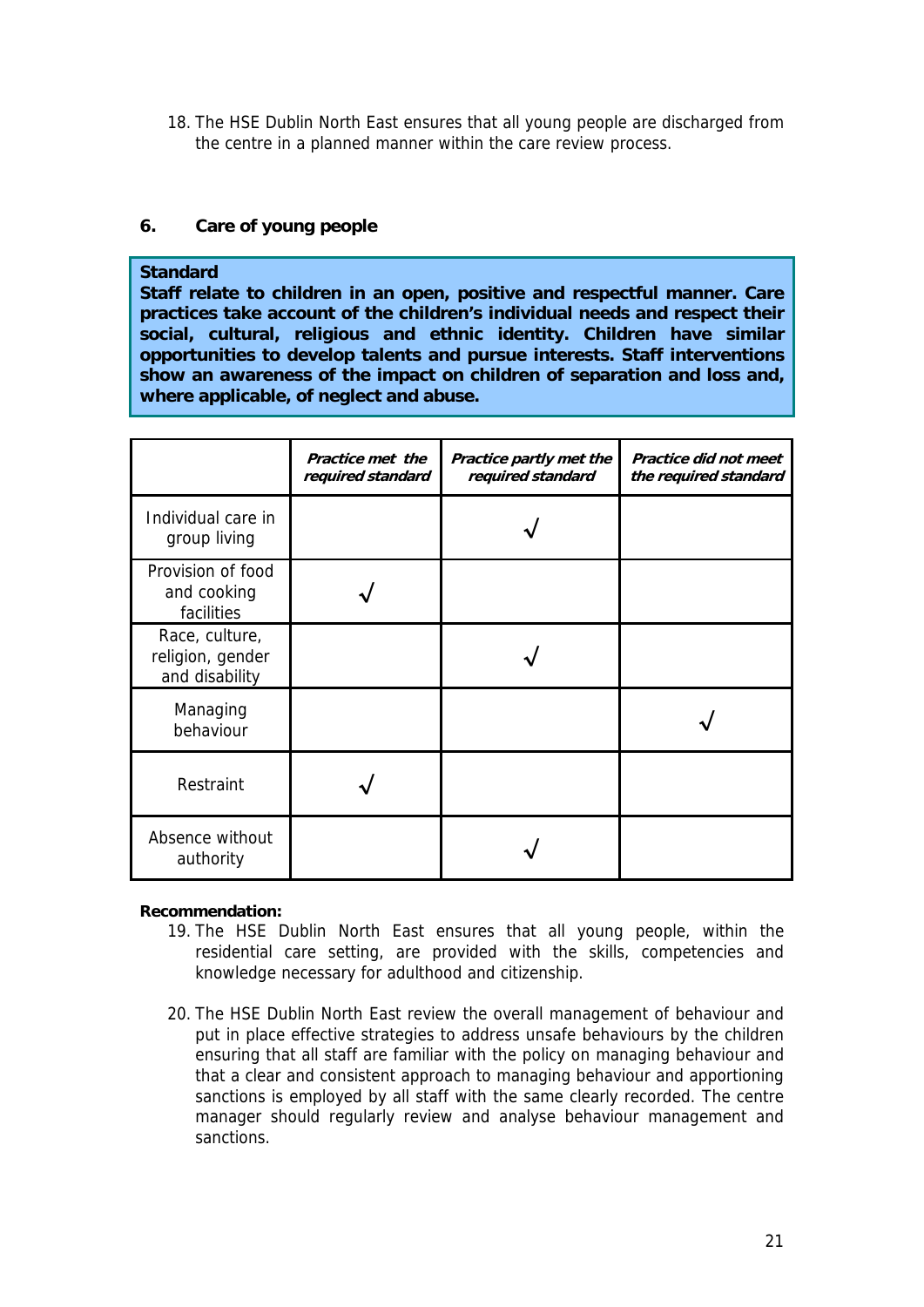18. The HSE Dublin North East ensures that all young people are discharged from the centre in a planned manner within the care review process.

## 6. Care of young people

**Standard**
**Staff relate to children in an open, positive and respectful manner. Care practices take account of the children's individual needs and respect their social, cultural, religious and ethnic identity. Children have similar opportunities to develop talents and pursue interests. Staff interventions show an awareness of the impact on children of separation and loss and, where applicable, of neglect and abuse.**

| | ***Practice met the required standard*** | ***Practice partly met the required standard*** | ***Practice did not meet the required standard*** |
|---|---|---|---|
| Individual care in group living | | √ | |
| Provision of food and cooking facilities | √ | | |
| Race, culture, religion, gender and disability | | √ | |
| Managing behaviour | | | √ |
| Restraint | √ | | |
| Absence without authority | | √ | |

**Recommendation:**

19. The HSE Dublin North East ensures that all young people, within the residential care setting, are provided with the skills, competencies and knowledge necessary for adulthood and citizenship.

20. The HSE Dublin North East review the overall management of behaviour and put in place effective strategies to address unsafe behaviours by the children ensuring that all staff are familiar with the policy on managing behaviour and that a clear and consistent approach to managing behaviour and apportioning sanctions is employed by all staff with the same clearly recorded. The centre manager should regularly review and analyse behaviour management and sanctions.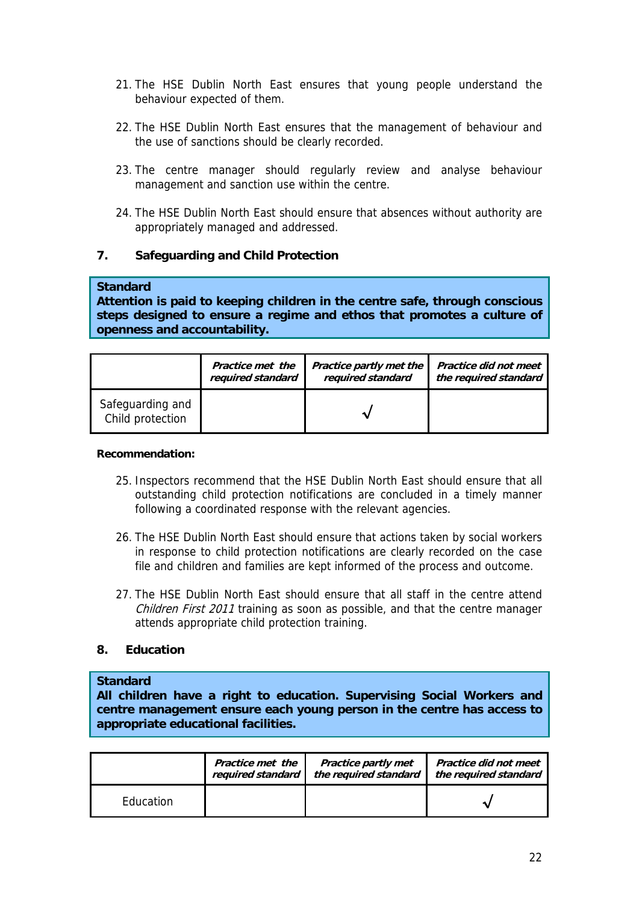21. The HSE Dublin North East ensures that young people understand the behaviour expected of them.

22. The HSE Dublin North East ensures that the management of behaviour and the use of sanctions should be clearly recorded.

23. The centre manager should regularly review and analyse behaviour management and sanction use within the centre.

24. The HSE Dublin North East should ensure that absences without authority are appropriately managed and addressed.

## 7. Safeguarding and Child Protection

**Standard**
**Attention is paid to keeping children in the centre safe, through conscious steps designed to ensure a regime and ethos that promotes a culture of openness and accountability.**

| | *Practice met the required standard* | *Practice partly met the required standard* | *Practice did not meet the required standard* |
|---|---|---|---|
| Safeguarding and Child protection | | √ | |

**Recommendation:**

25. Inspectors recommend that the HSE Dublin North East should ensure that all outstanding child protection notifications are concluded in a timely manner following a coordinated response with the relevant agencies.

26. The HSE Dublin North East should ensure that actions taken by social workers in response to child protection notifications are clearly recorded on the case file and children and families are kept informed of the process and outcome.

27. The HSE Dublin North East should ensure that all staff in the centre attend *Children First 2011* training as soon as possible, and that the centre manager attends appropriate child protection training.

## 8. Education

**Standard**
**All children have a right to education. Supervising Social Workers and centre management ensure each young person in the centre has access to appropriate educational facilities.**

| | *Practice met the required standard* | *Practice partly met the required standard* | *Practice did not meet the required standard* |
|---|---|---|---|
| Education | | | √ |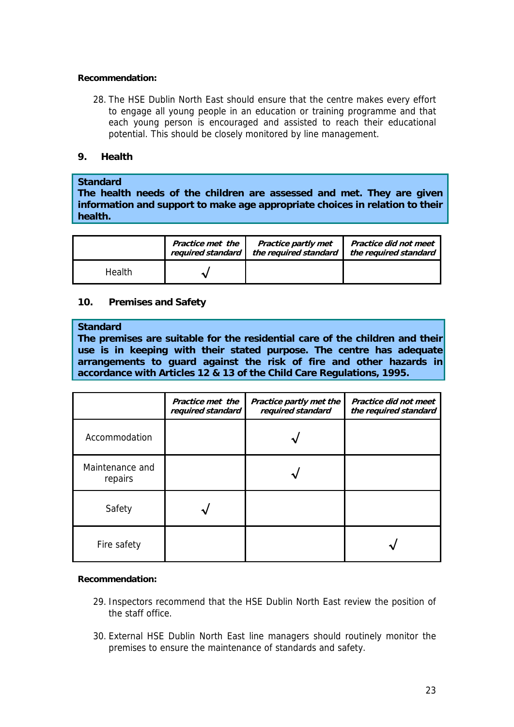**Recommendation:**

28. The HSE Dublin North East should ensure that the centre makes every effort to engage all young people in an education or training programme and that each young person is encouraged and assisted to reach their educational potential. This should be closely monitored by line management.

## 9. Health

**Standard**
**The health needs of the children are assessed and met. They are given information and support to make age appropriate choices in relation to their health.**

| | *Practice met the required standard* | *Practice partly met the required standard* | *Practice did not meet the required standard* |
|---|---|---|---|
| Health | √ | | |

## 10. Premises and Safety

**Standard**
**The premises are suitable for the residential care of the children and their use is in keeping with their stated purpose. The centre has adequate arrangements to guard against the risk of fire and other hazards in accordance with Articles 12 & 13 of the Child Care Regulations, 1995.**

| | *Practice met the required standard* | *Practice partly met the required standard* | *Practice did not meet the required standard* |
|---|---|---|---|
| Accommodation | | √ | |
| Maintenance and repairs | | √ | |
| Safety | √ | | |
| Fire safety | | | √ |

**Recommendation:**

29. Inspectors recommend that the HSE Dublin North East review the position of the staff office.

30. External HSE Dublin North East line managers should routinely monitor the premises to ensure the maintenance of standards and safety.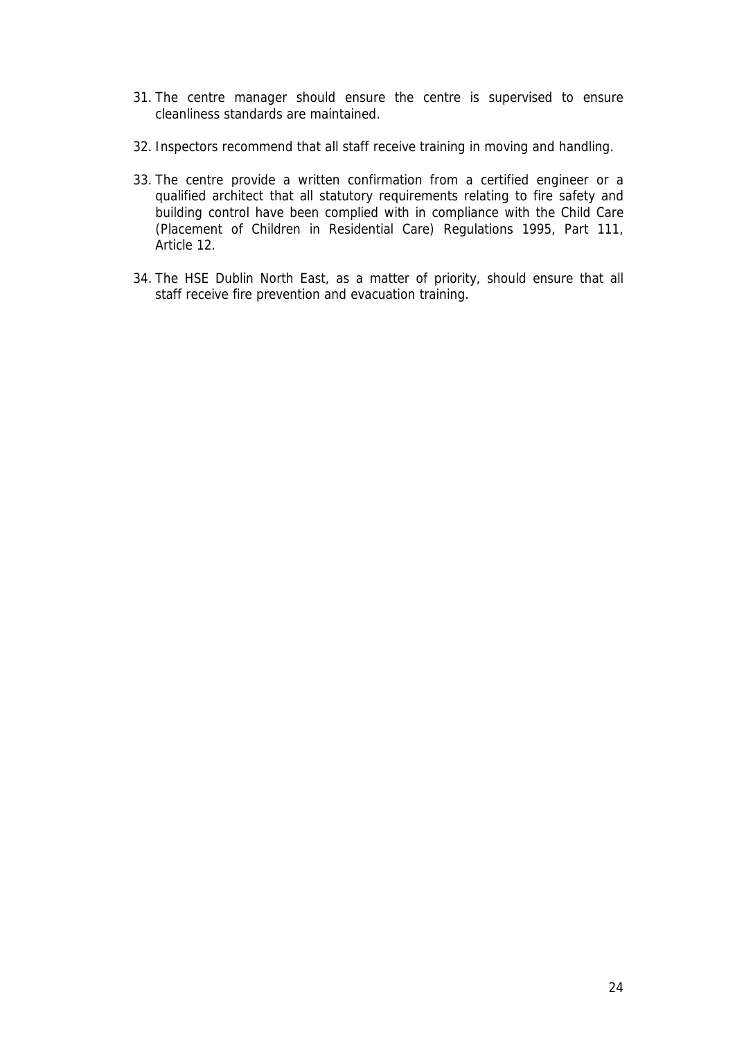31. The centre manager should ensure the centre is supervised to ensure cleanliness standards are maintained.

32. Inspectors recommend that all staff receive training in moving and handling.

33. The centre provide a written confirmation from a certified engineer or a qualified architect that all statutory requirements relating to fire safety and building control have been complied with in compliance with the Child Care (Placement of Children in Residential Care) Regulations 1995, Part 111, Article 12.

34. The HSE Dublin North East, as a matter of priority, should ensure that all staff receive fire prevention and evacuation training.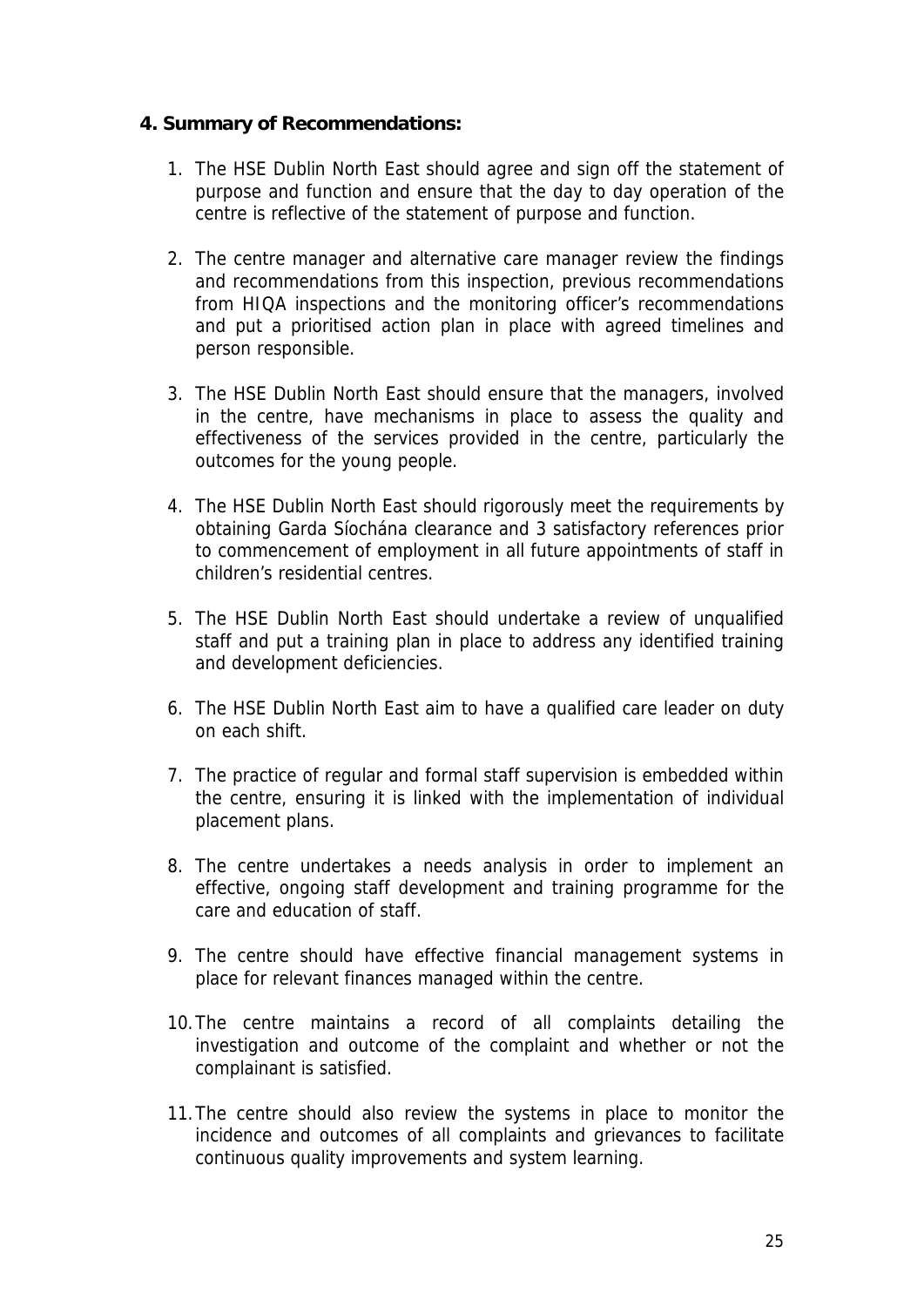## 4. Summary of Recommendations:

1. The HSE Dublin North East should agree and sign off the statement of purpose and function and ensure that the day to day operation of the centre is reflective of the statement of purpose and function.

2. The centre manager and alternative care manager review the findings and recommendations from this inspection, previous recommendations from HIQA inspections and the monitoring officer's recommendations and put a prioritised action plan in place with agreed timelines and person responsible.

3. The HSE Dublin North East should ensure that the managers, involved in the centre, have mechanisms in place to assess the quality and effectiveness of the services provided in the centre, particularly the outcomes for the young people.

4. The HSE Dublin North East should rigorously meet the requirements by obtaining Garda Síochána clearance and 3 satisfactory references prior to commencement of employment in all future appointments of staff in children's residential centres.

5. The HSE Dublin North East should undertake a review of unqualified staff and put a training plan in place to address any identified training and development deficiencies.

6. The HSE Dublin North East aim to have a qualified care leader on duty on each shift.

7. The practice of regular and formal staff supervision is embedded within the centre, ensuring it is linked with the implementation of individual placement plans.

8. The centre undertakes a needs analysis in order to implement an effective, ongoing staff development and training programme for the care and education of staff.

9. The centre should have effective financial management systems in place for relevant finances managed within the centre.

10. The centre maintains a record of all complaints detailing the investigation and outcome of the complaint and whether or not the complainant is satisfied.

11. The centre should also review the systems in place to monitor the incidence and outcomes of all complaints and grievances to facilitate continuous quality improvements and system learning.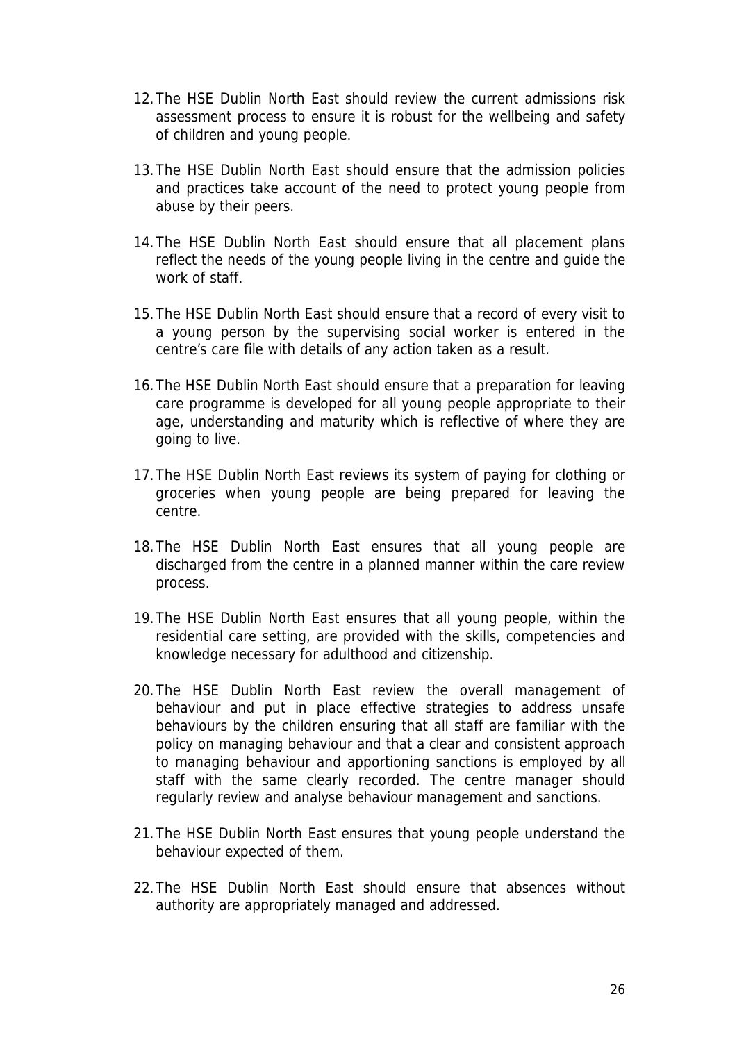12. The HSE Dublin North East should review the current admissions risk assessment process to ensure it is robust for the wellbeing and safety of children and young people.

13. The HSE Dublin North East should ensure that the admission policies and practices take account of the need to protect young people from abuse by their peers.

14. The HSE Dublin North East should ensure that all placement plans reflect the needs of the young people living in the centre and guide the work of staff.

15. The HSE Dublin North East should ensure that a record of every visit to a young person by the supervising social worker is entered in the centre's care file with details of any action taken as a result.

16. The HSE Dublin North East should ensure that a preparation for leaving care programme is developed for all young people appropriate to their age, understanding and maturity which is reflective of where they are going to live.

17. The HSE Dublin North East reviews its system of paying for clothing or groceries when young people are being prepared for leaving the centre.

18. The HSE Dublin North East ensures that all young people are discharged from the centre in a planned manner within the care review process.

19. The HSE Dublin North East ensures that all young people, within the residential care setting, are provided with the skills, competencies and knowledge necessary for adulthood and citizenship.

20. The HSE Dublin North East review the overall management of behaviour and put in place effective strategies to address unsafe behaviours by the children ensuring that all staff are familiar with the policy on managing behaviour and that a clear and consistent approach to managing behaviour and apportioning sanctions is employed by all staff with the same clearly recorded. The centre manager should regularly review and analyse behaviour management and sanctions.

21. The HSE Dublin North East ensures that young people understand the behaviour expected of them.

22. The HSE Dublin North East should ensure that absences without authority are appropriately managed and addressed.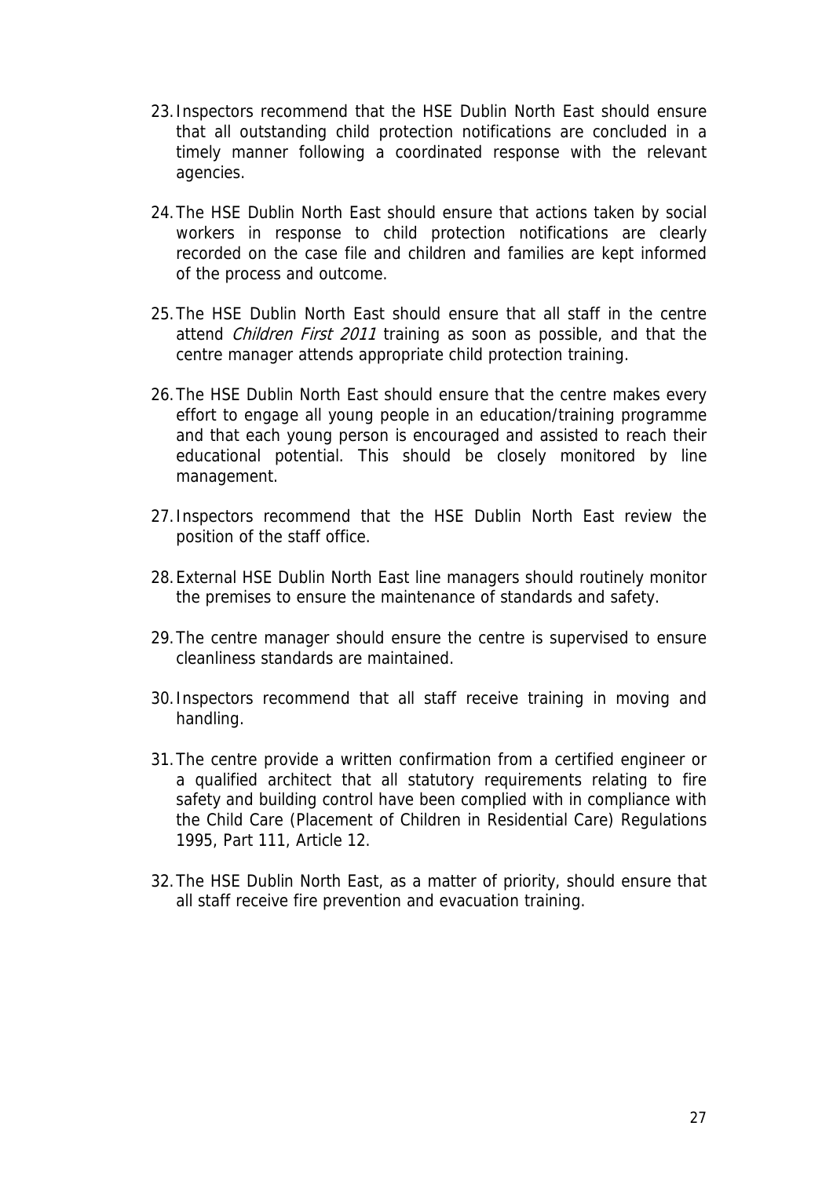23. Inspectors recommend that the HSE Dublin North East should ensure that all outstanding child protection notifications are concluded in a timely manner following a coordinated response with the relevant agencies.

24. The HSE Dublin North East should ensure that actions taken by social workers in response to child protection notifications are clearly recorded on the case file and children and families are kept informed of the process and outcome.

25. The HSE Dublin North East should ensure that all staff in the centre attend *Children First 2011* training as soon as possible, and that the centre manager attends appropriate child protection training.

26. The HSE Dublin North East should ensure that the centre makes every effort to engage all young people in an education/training programme and that each young person is encouraged and assisted to reach their educational potential. This should be closely monitored by line management.

27. Inspectors recommend that the HSE Dublin North East review the position of the staff office.

28. External HSE Dublin North East line managers should routinely monitor the premises to ensure the maintenance of standards and safety.

29. The centre manager should ensure the centre is supervised to ensure cleanliness standards are maintained.

30. Inspectors recommend that all staff receive training in moving and handling.

31. The centre provide a written confirmation from a certified engineer or a qualified architect that all statutory requirements relating to fire safety and building control have been complied with in compliance with the Child Care (Placement of Children in Residential Care) Regulations 1995, Part 111, Article 12.

32. The HSE Dublin North East, as a matter of priority, should ensure that all staff receive fire prevention and evacuation training.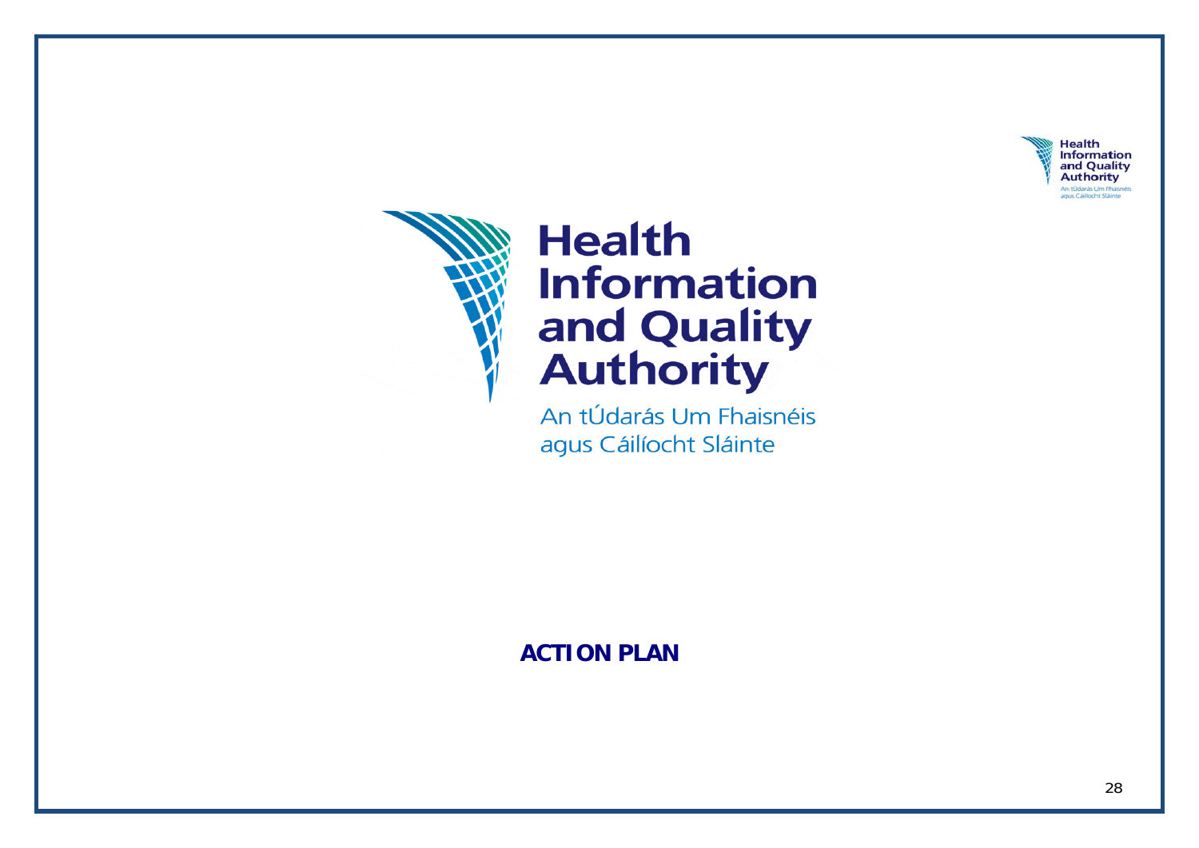Health
Information
and Quality
Authority

An tÚdarás Um Fhaisnéis
agus Cáilíocht Sláinte

**ACTION PLAN**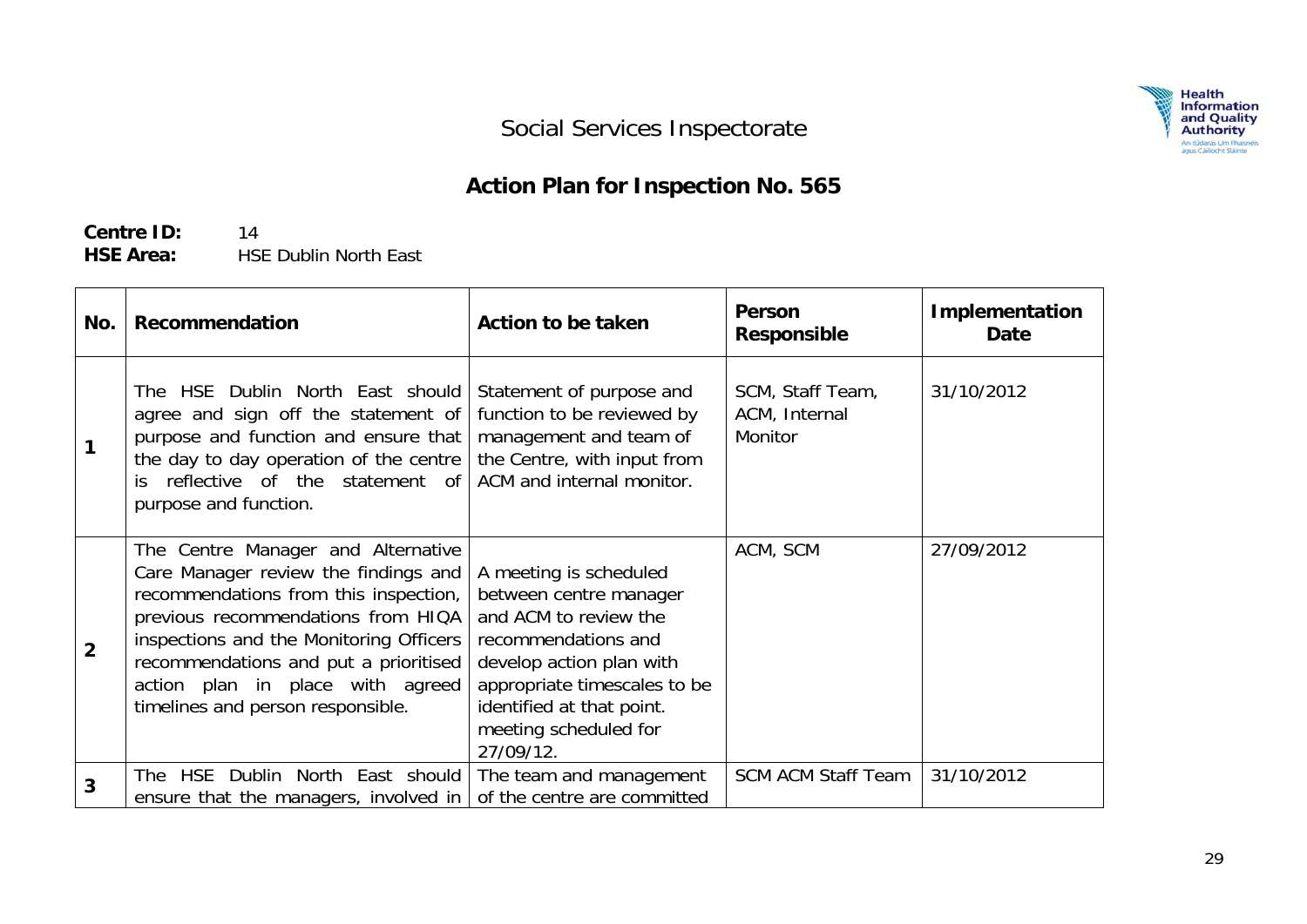Social Services Inspectorate

## Action Plan for Inspection No. 565

**Centre ID:** 14
**HSE Area:** HSE Dublin North East

| No. | Recommendation | Action to be taken | Person Responsible | Implementation Date |
|---|---|---|---|---|
| 1 | The HSE Dublin North East should agree and sign off the statement of purpose and function and ensure that the day to day operation of the centre is reflective of the statement of purpose and function. | Statement of purpose and function to be reviewed by management and team of the Centre, with input from ACM and internal monitor. | SCM, Staff Team, ACM, Internal Monitor | 31/10/2012 |
| 2 | The Centre Manager and Alternative Care Manager review the findings and recommendations from this inspection, previous recommendations from HIQA inspections and the Monitoring Officers recommendations and put a prioritised action plan in place with agreed timelines and person responsible. | A meeting is scheduled between centre manager and ACM to review the recommendations and develop action plan with appropriate timescales to be identified at that point. meeting scheduled for 27/09/12. | ACM, SCM | 27/09/2012 |
| 3 | The HSE Dublin North East should ensure that the managers, involved in | The team and management of the centre are committed | SCM ACM Staff Team | 31/10/2012 |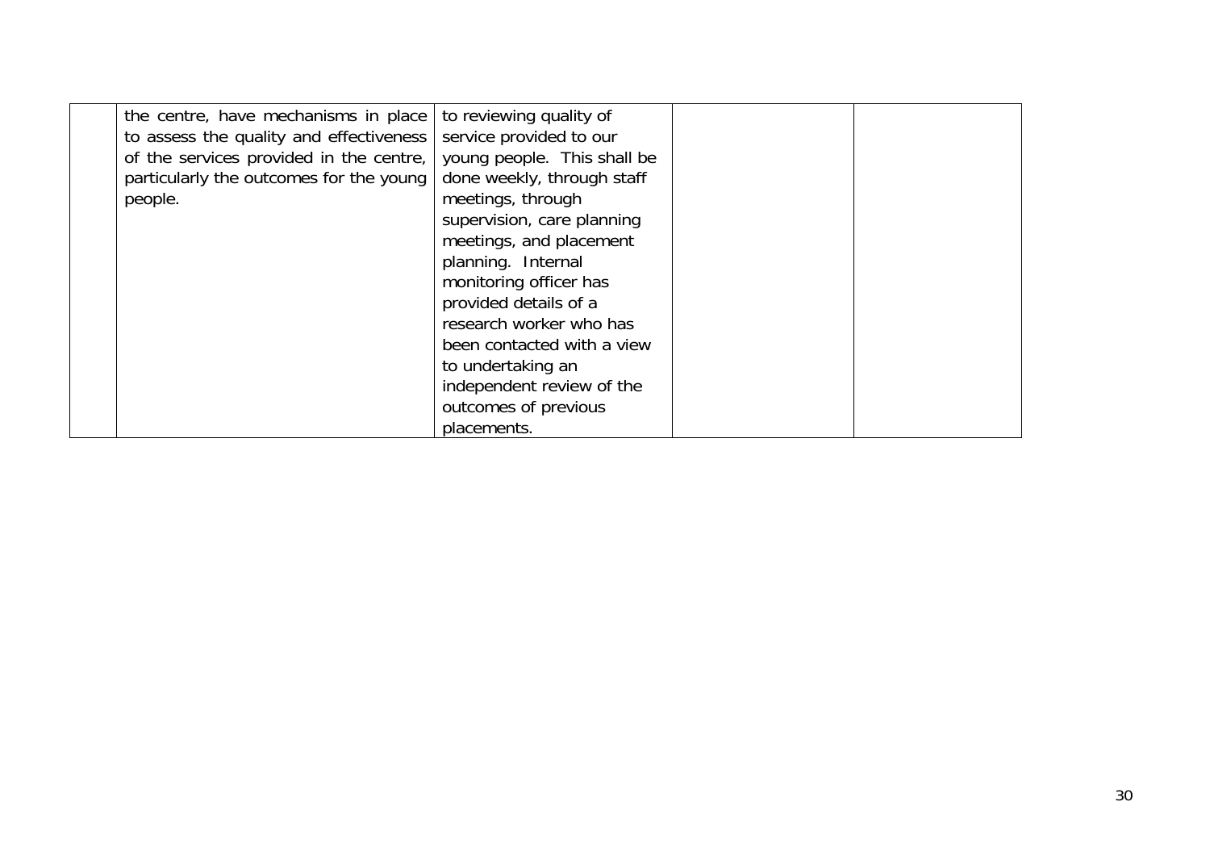| | | | | |
|---|---|---|---|---|
| | the centre, have mechanisms in place to assess the quality and effectiveness of the services provided in the centre, particularly the outcomes for the young people. | to reviewing quality of service provided to our young people. This shall be done weekly, through staff meetings, through supervision, care planning meetings, and placement planning. Internal monitoring officer has provided details of a research worker who has been contacted with a view to undertaking an independent review of the outcomes of previous placements. | | |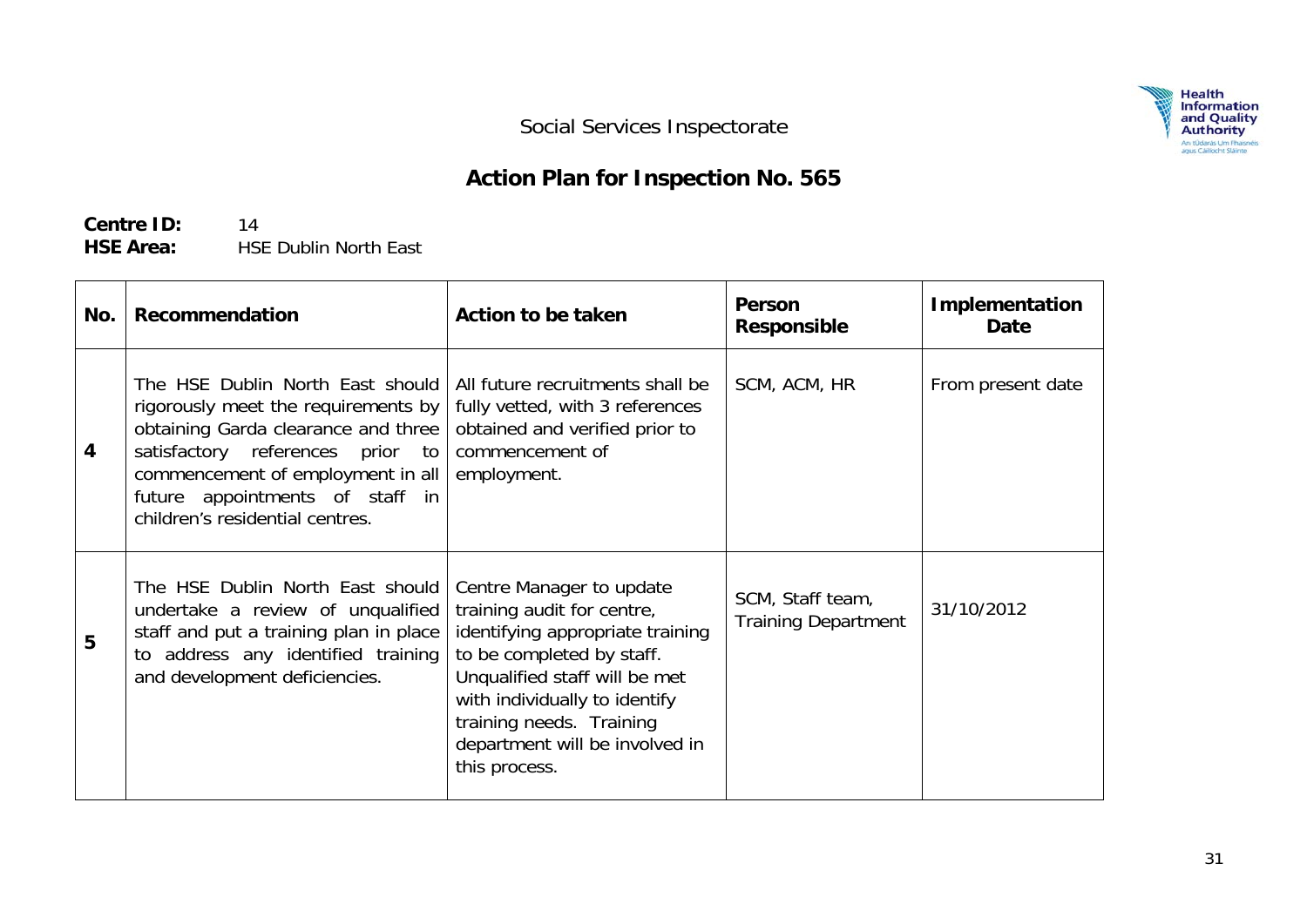Social Services Inspectorate

## Action Plan for Inspection No. 565

**Centre ID:** 14
**HSE Area:** HSE Dublin North East

| No. | Recommendation | Action to be taken | Person Responsible | Implementation Date |
|---|---|---|---|---|
| **4** | The HSE Dublin North East should rigorously meet the requirements by obtaining Garda clearance and three satisfactory references prior to commencement of employment in all future appointments of staff in children's residential centres. | All future recruitments shall be fully vetted, with 3 references obtained and verified prior to commencement of employment. | SCM, ACM, HR | From present date |
| **5** | The HSE Dublin North East should undertake a review of unqualified staff and put a training plan in place to address any identified training and development deficiencies. | Centre Manager to update training audit for centre, identifying appropriate training to be completed by staff. Unqualified staff will be met with individually to identify training needs. Training department will be involved in this process. | SCM, Staff team, Training Department | 31/10/2012 |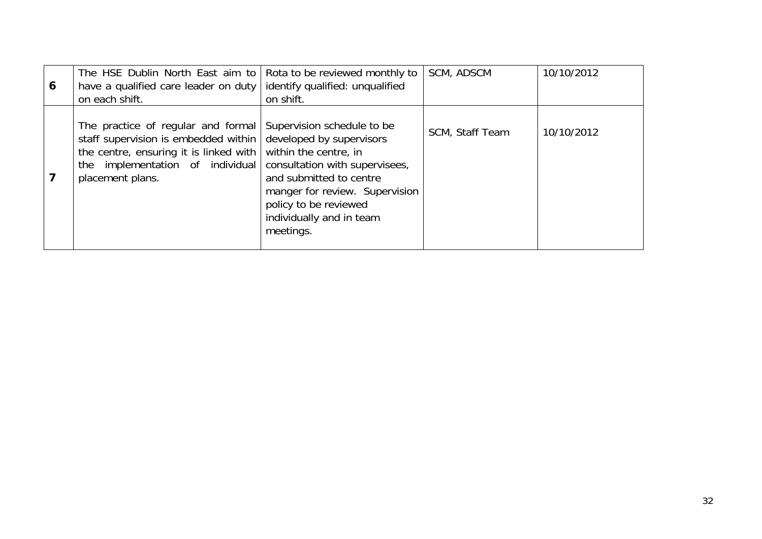| | | | | |
|---|---|---|---|---|
| **6** | The HSE Dublin North East aim to have a qualified care leader on duty on each shift. | Rota to be reviewed monthly to identify qualified: unqualified on shift. | SCM, ADSCM | 10/10/2012 |
| **7** | The practice of regular and formal staff supervision is embedded within the centre, ensuring it is linked with the implementation of individual placement plans. | Supervision schedule to be developed by supervisors within the centre, in consultation with supervisees, and submitted to centre manger for review. Supervision policy to be reviewed individually and in team meetings. | SCM, Staff Team | 10/10/2012 |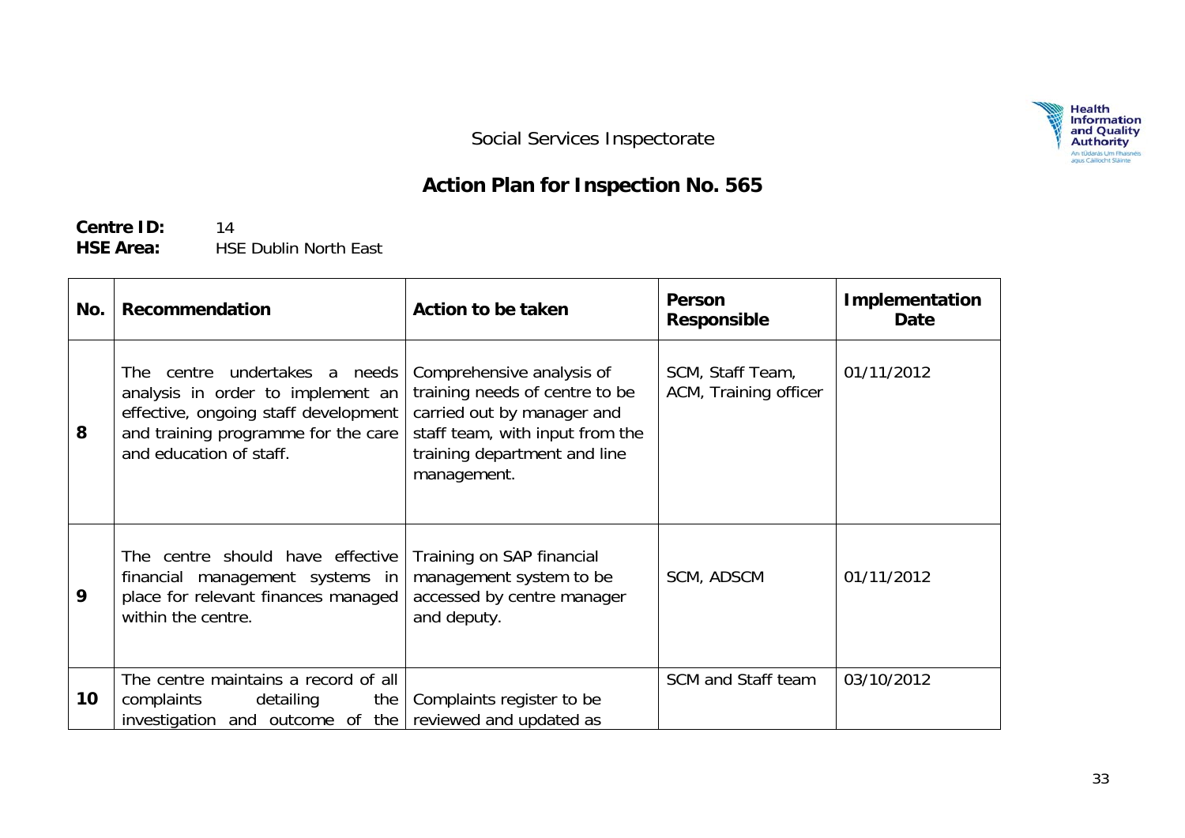Social Services Inspectorate

# Action Plan for Inspection No. 565

**Centre ID:** 14
**HSE Area:** HSE Dublin North East

| No. | Recommendation | Action to be taken | Person Responsible | Implementation Date |
|---|---|---|---|---|
| **8** | The centre undertakes a needs analysis in order to implement an effective, ongoing staff development and training programme for the care and education of staff. | Comprehensive analysis of training needs of centre to be carried out by manager and staff team, with input from the training department and line management. | SCM, Staff Team, ACM, Training officer | 01/11/2012 |
| **9** | The centre should have effective financial management systems in place for relevant finances managed within the centre. | Training on SAP financial management system to be accessed by centre manager and deputy. | SCM, ADSCM | 01/11/2012 |
| **10** | The centre maintains a record of all complaints detailing the investigation and outcome of the | Complaints register to be reviewed and updated as | SCM and Staff team | 03/10/2012 |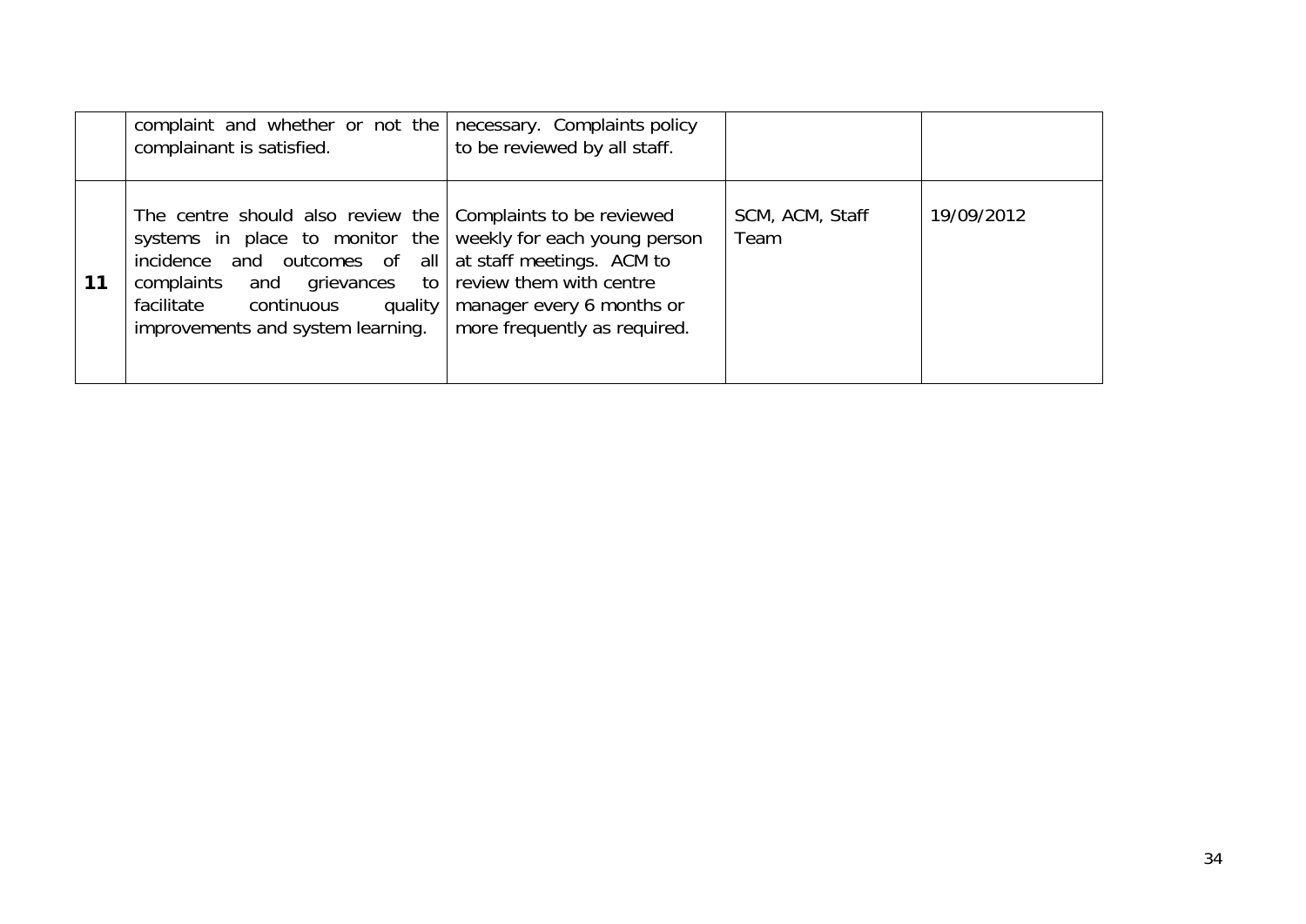| | | | | |
|---|---|---|---|---|
| | complaint and whether or not the complainant is satisfied. | necessary. Complaints policy to be reviewed by all staff. | | |
| **11** | The centre should also review the systems in place to monitor the incidence and outcomes of all complaints and grievances to facilitate continuous quality improvements and system learning. | Complaints to be reviewed weekly for each young person at staff meetings. ACM to review them with centre manager every 6 months or more frequently as required. | SCM, ACM, Staff Team | 19/09/2012 |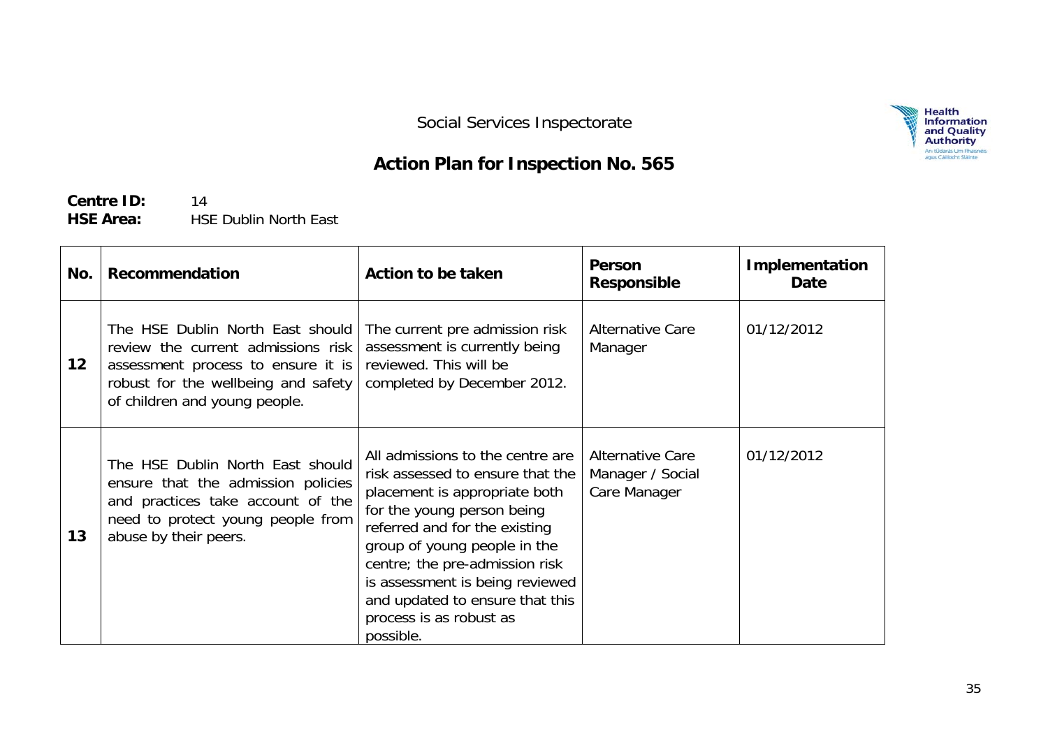Social Services Inspectorate

# Action Plan for Inspection No. 565

**Centre ID:** 14
**HSE Area:** HSE Dublin North East

| No. | Recommendation | Action to be taken | Person Responsible | Implementation Date |
|---|---|---|---|---|
| 12 | The HSE Dublin North East should review the current admissions risk assessment process to ensure it is robust for the wellbeing and safety of children and young people. | The current pre admission risk assessment is currently being reviewed. This will be completed by December 2012. | Alternative Care Manager | 01/12/2012 |
| 13 | The HSE Dublin North East should ensure that the admission policies and practices take account of the need to protect young people from abuse by their peers. | All admissions to the centre are risk assessed to ensure that the placement is appropriate both for the young person being referred and for the existing group of young people in the centre; the pre-admission risk is assessment is being reviewed and updated to ensure that this process is as robust as possible. | Alternative Care Manager / Social Care Manager | 01/12/2012 |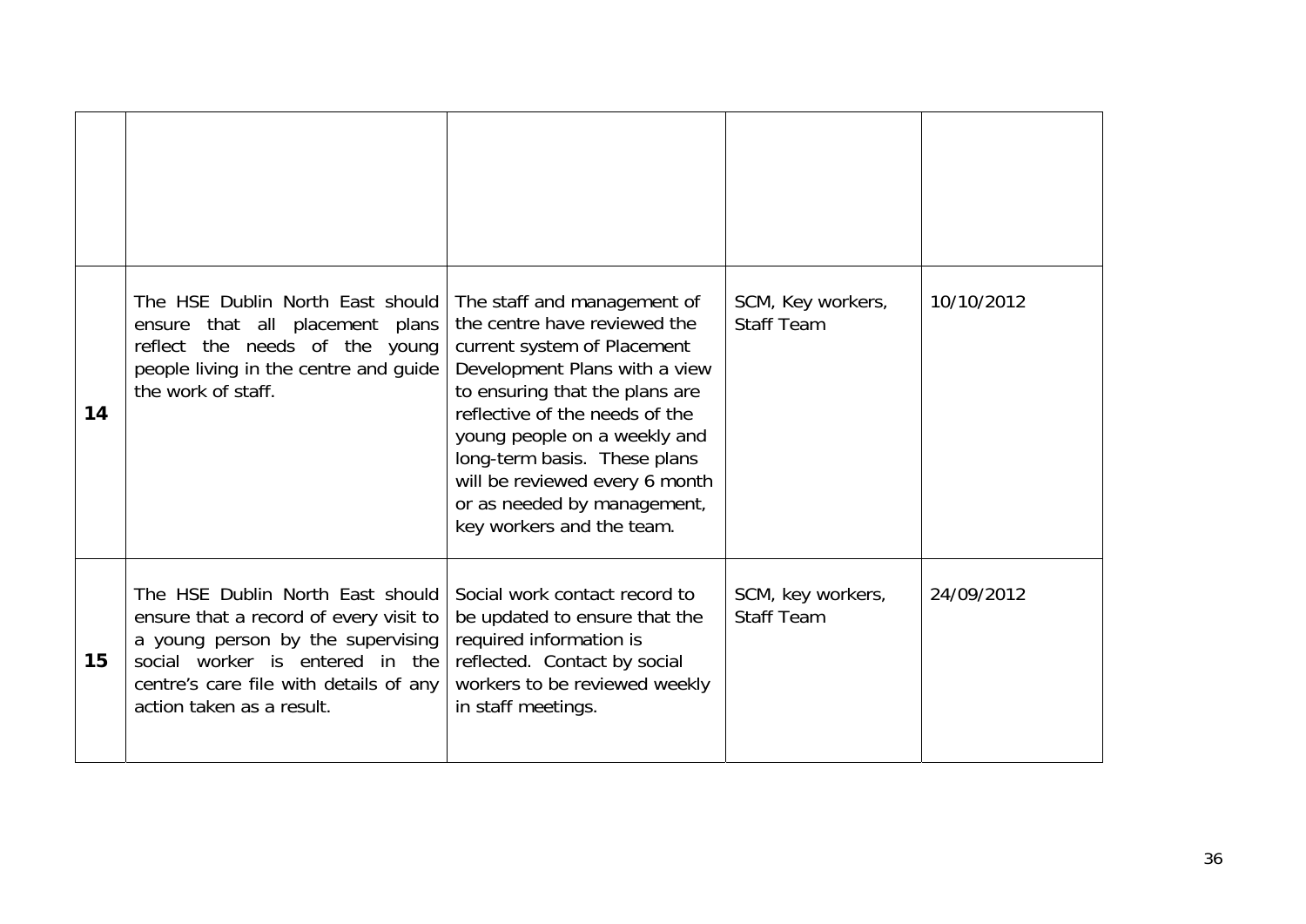| | | | | |
|---|---|---|---|---|
| | | | | |
| **14** | The HSE Dublin North East should ensure that all placement plans reflect the needs of the young people living in the centre and guide the work of staff. | The staff and management of the centre have reviewed the current system of Placement Development Plans with a view to ensuring that the plans are reflective of the needs of the young people on a weekly and long-term basis. These plans will be reviewed every 6 month or as needed by management, key workers and the team. | SCM, Key workers, Staff Team | 10/10/2012 |
| **15** | The HSE Dublin North East should ensure that a record of every visit to a young person by the supervising social worker is entered in the centre's care file with details of any action taken as a result. | Social work contact record to be updated to ensure that the required information is reflected. Contact by social workers to be reviewed weekly in staff meetings. | SCM, key workers, Staff Team | 24/09/2012 |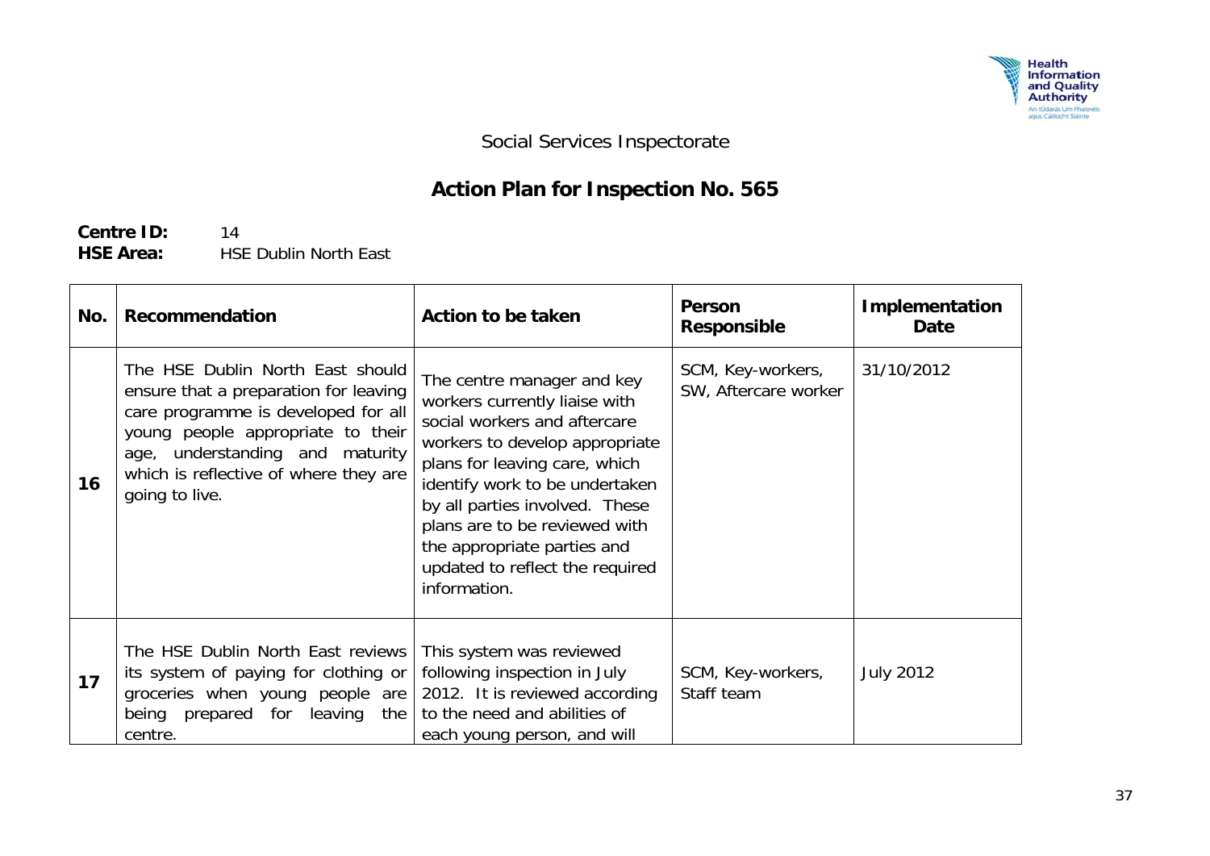Social Services Inspectorate

# Action Plan for Inspection No. 565

**Centre ID:** 14
**HSE Area:** HSE Dublin North East

| No. | Recommendation | Action to be taken | Person Responsible | Implementation Date |
|---|---|---|---|---|
| **16** | The HSE Dublin North East should ensure that a preparation for leaving care programme is developed for all young people appropriate to their age, understanding and maturity which is reflective of where they are going to live. | The centre manager and key workers currently liaise with social workers and aftercare workers to develop appropriate plans for leaving care, which identify work to be undertaken by all parties involved. These plans are to be reviewed with the appropriate parties and updated to reflect the required information. | SCM, Key-workers, SW, Aftercare worker | 31/10/2012 |
| **17** | The HSE Dublin North East reviews its system of paying for clothing or groceries when young people are being prepared for leaving the centre. | This system was reviewed following inspection in July 2012. It is reviewed according to the need and abilities of each young person, and will | SCM, Key-workers, Staff team | July 2012 |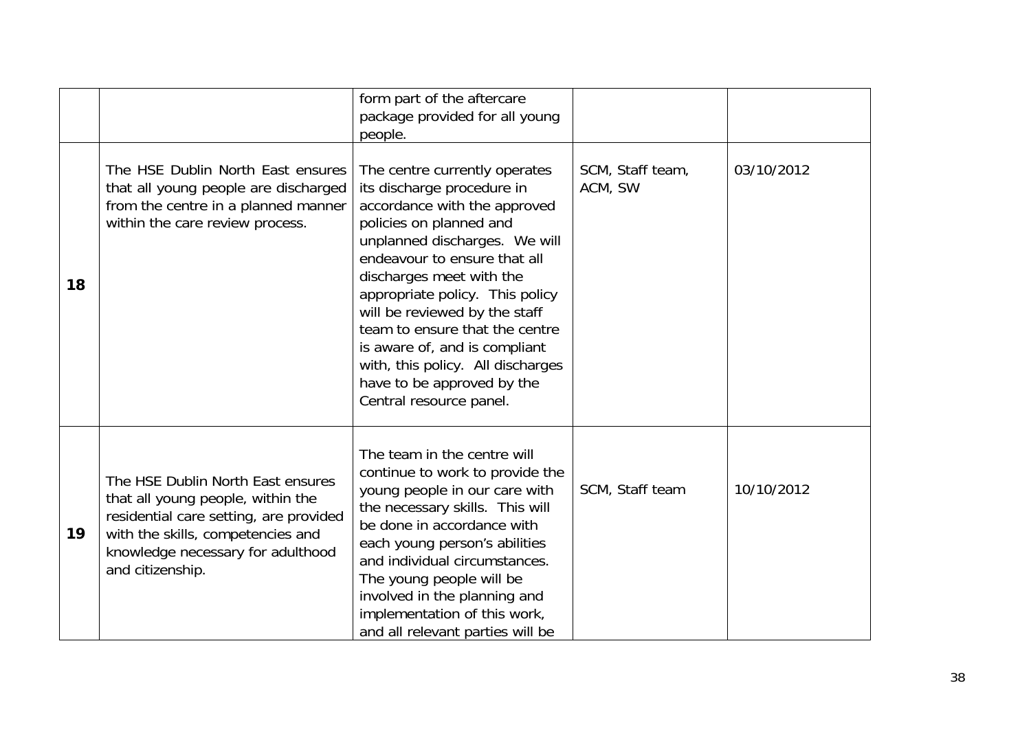| | | | | |
|---|---|---|---|---|
| | | form part of the aftercare package provided for all young people. | | |
| **18** | The HSE Dublin North East ensures that all young people are discharged from the centre in a planned manner within the care review process. | The centre currently operates its discharge procedure in accordance with the approved policies on planned and unplanned discharges. We will endeavour to ensure that all discharges meet with the appropriate policy. This policy will be reviewed by the staff team to ensure that the centre is aware of, and is compliant with, this policy. All discharges have to be approved by the Central resource panel. | SCM, Staff team, ACM, SW | 03/10/2012 |
| **19** | The HSE Dublin North East ensures that all young people, within the residential care setting, are provided with the skills, competencies and knowledge necessary for adulthood and citizenship. | The team in the centre will continue to work to provide the young people in our care with the necessary skills. This will be done in accordance with each young person's abilities and individual circumstances. The young people will be involved in the planning and implementation of this work, and all relevant parties will be | SCM, Staff team | 10/10/2012 |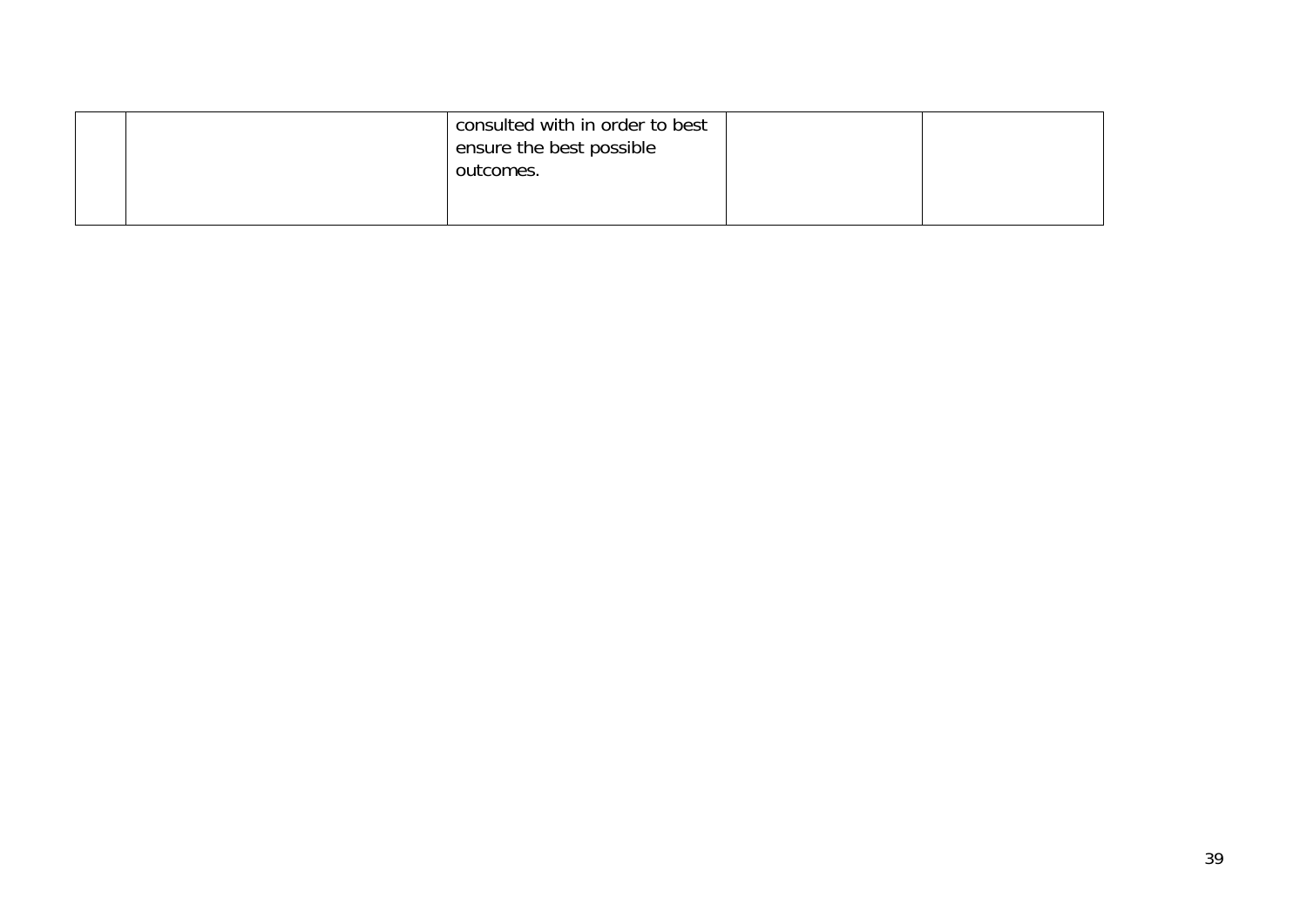| | | | | |
|---|---|---|---|---|
| | | consulted with in order to best ensure the best possible outcomes. | | |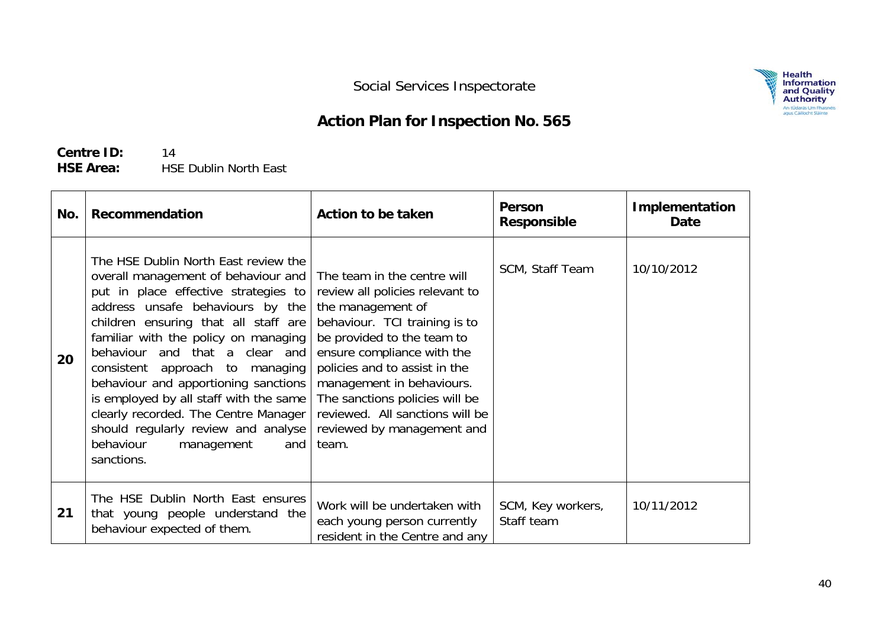Social Services Inspectorate

# Action Plan for Inspection No. 565

**Centre ID:** 14
**HSE Area:** HSE Dublin North East

| No. | Recommendation | Action to be taken | Person Responsible | Implementation Date |
|---|---|---|---|---|
| **20** | The HSE Dublin North East review the overall management of behaviour and put in place effective strategies to address unsafe behaviours by the children ensuring that all staff are familiar with the policy on managing behaviour and that a clear and consistent approach to managing behaviour and apportioning sanctions is employed by all staff with the same clearly recorded. The Centre Manager should regularly review and analyse behaviour management and sanctions. | The team in the centre will review all policies relevant to the management of behaviour. TCI training is to be provided to the team to ensure compliance with the policies and to assist in the management in behaviours. The sanctions policies will be reviewed. All sanctions will be reviewed by management and team. | SCM, Staff Team | 10/10/2012 |
| **21** | The HSE Dublin North East ensures that young people understand the behaviour expected of them. | Work will be undertaken with each young person currently resident in the Centre and any | SCM, Key workers, Staff team | 10/11/2012 |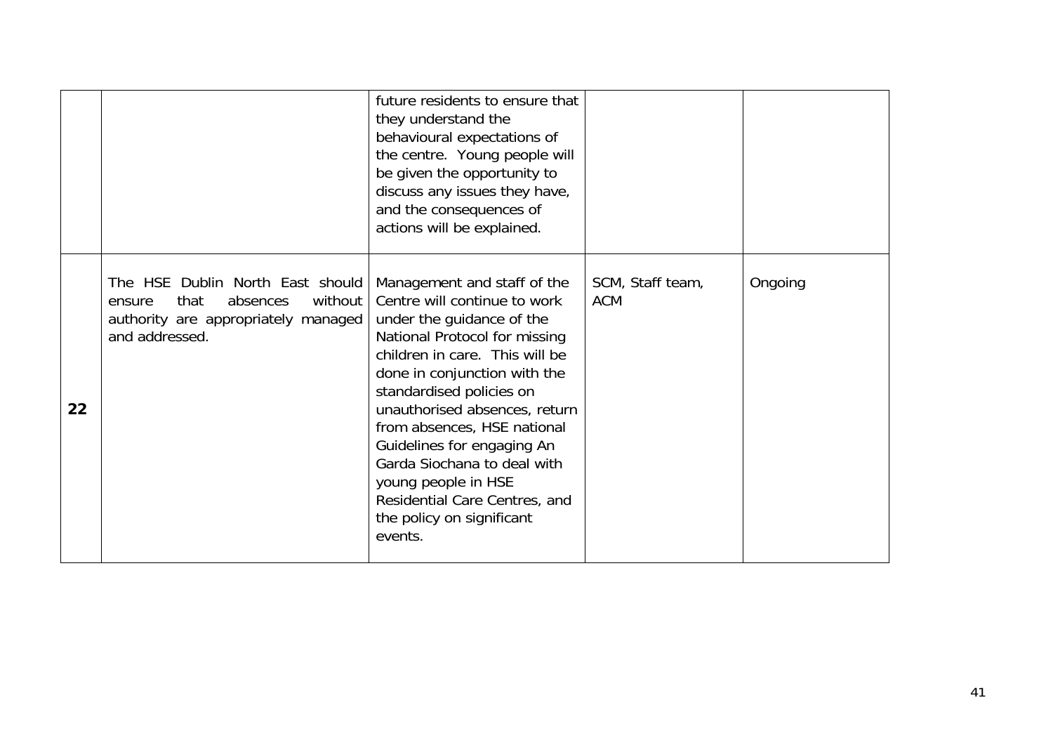|  |  |  |  |  |
|---|---|---|---|---|
|  |  | future residents to ensure that they understand the behavioural expectations of the centre. Young people will be given the opportunity to discuss any issues they have, and the consequences of actions will be explained. |  |  |
| **22** | The HSE Dublin North East should ensure that absences without authority are appropriately managed and addressed. | Management and staff of the Centre will continue to work under the guidance of the National Protocol for missing children in care. This will be done in conjunction with the standardised policies on unauthorised absences, return from absences, HSE national Guidelines for engaging An Garda Siochana to deal with young people in HSE Residential Care Centres, and the policy on significant events. | SCM, Staff team, ACM | Ongoing |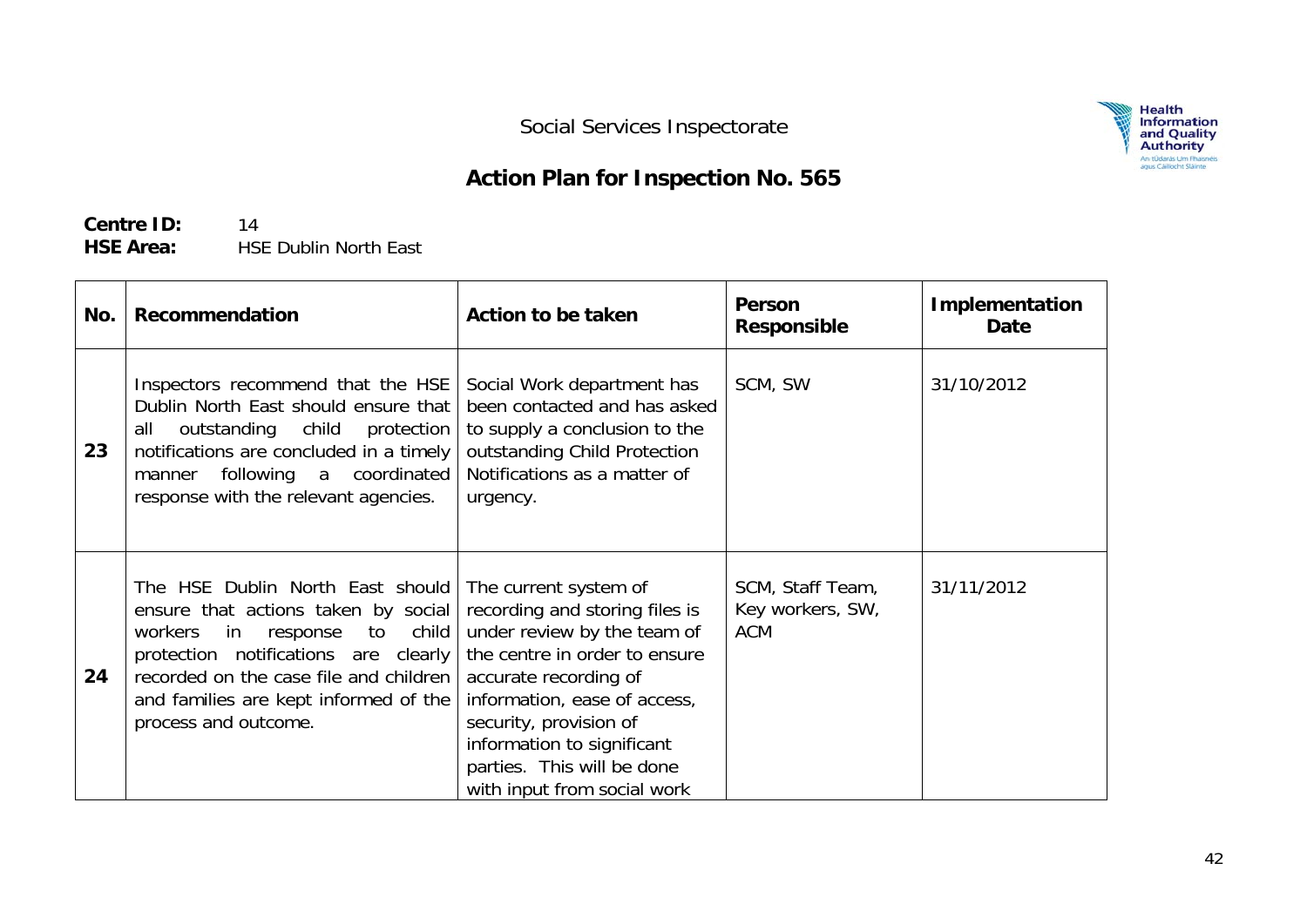Social Services Inspectorate

## Action Plan for Inspection No. 565

**Centre ID:** 14
**HSE Area:** HSE Dublin North East

| No. | Recommendation | Action to be taken | Person Responsible | Implementation Date |
|---|---|---|---|---|
| **23** | Inspectors recommend that the HSE Dublin North East should ensure that all outstanding child protection notifications are concluded in a timely manner following a coordinated response with the relevant agencies. | Social Work department has been contacted and has asked to supply a conclusion to the outstanding Child Protection Notifications as a matter of urgency. | SCM, SW | 31/10/2012 |
| **24** | The HSE Dublin North East should ensure that actions taken by social workers in response to child protection notifications are clearly recorded on the case file and children and families are kept informed of the process and outcome. | The current system of recording and storing files is under review by the team of the centre in order to ensure accurate recording of information, ease of access, security, provision of information to significant parties. This will be done with input from social work | SCM, Staff Team, Key workers, SW, ACM | 31/11/2012 |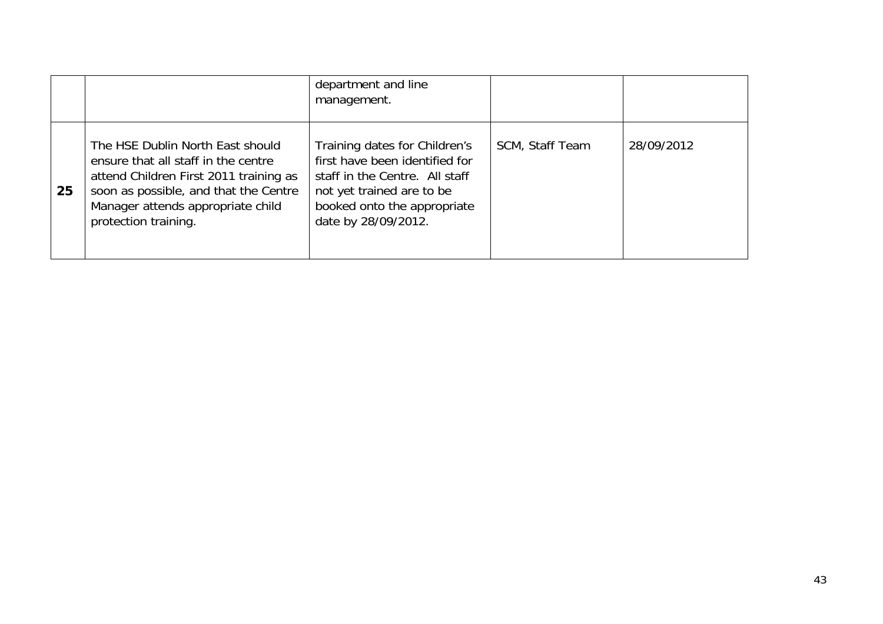| | | | | |
|---|---|---|---|---|
| | | department and line management. | | |
| **25** | The HSE Dublin North East should ensure that all staff in the centre attend Children First 2011 training as soon as possible, and that the Centre Manager attends appropriate child protection training. | Training dates for Children's first have been identified for staff in the Centre. All staff not yet trained are to be booked onto the appropriate date by 28/09/2012. | SCM, Staff Team | 28/09/2012 |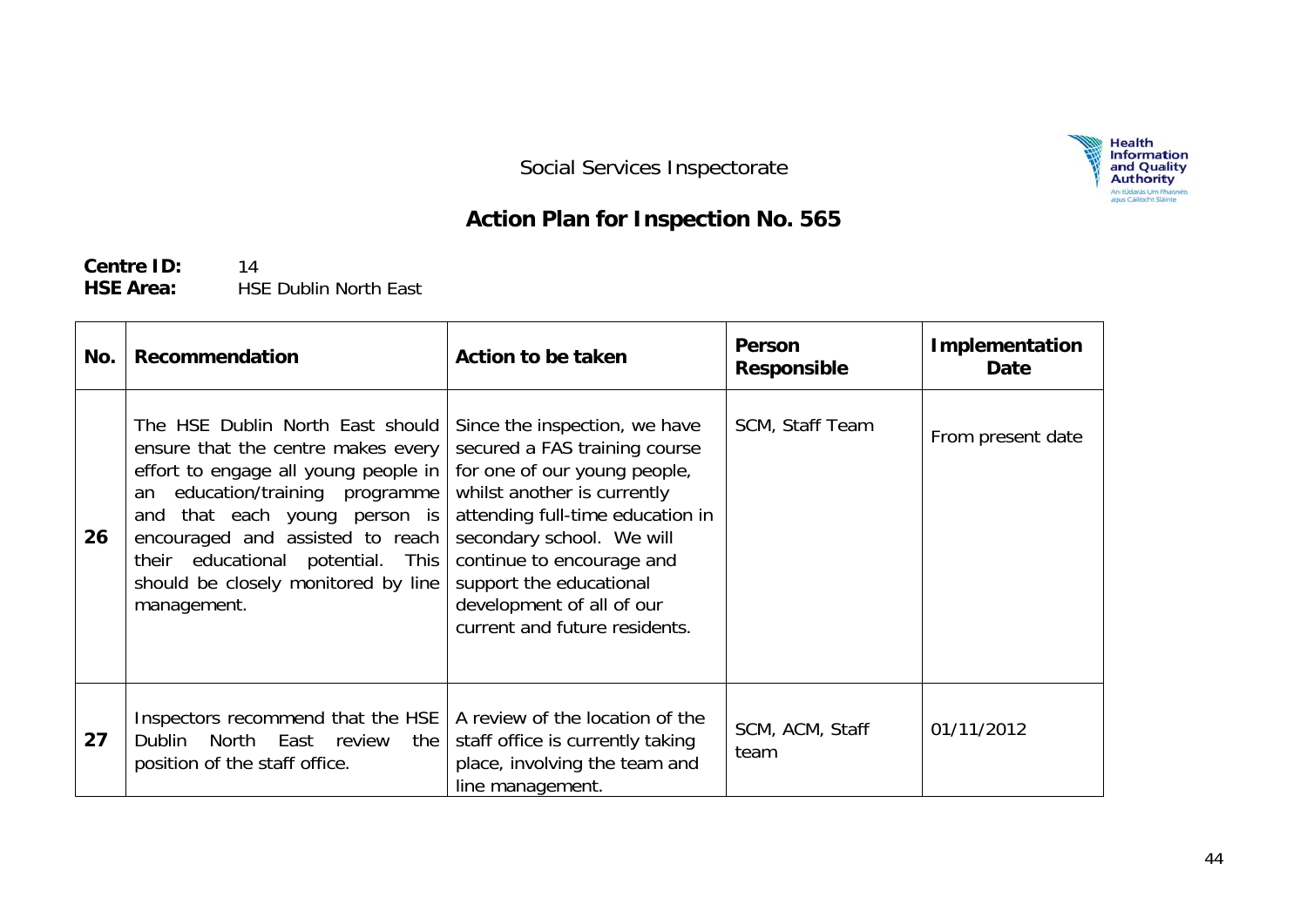Social Services Inspectorate

## Action Plan for Inspection No. 565

**Centre ID:** 14
**HSE Area:** HSE Dublin North East

| No. | Recommendation | Action to be taken | Person Responsible | Implementation Date |
|---|---|---|---|---|
| 26 | The HSE Dublin North East should ensure that the centre makes every effort to engage all young people in an education/training programme and that each young person is encouraged and assisted to reach their educational potential. This should be closely monitored by line management. | Since the inspection, we have secured a FAS training course for one of our young people, whilst another is currently attending full-time education in secondary school. We will continue to encourage and support the educational development of all of our current and future residents. | SCM, Staff Team | From present date |
| 27 | Inspectors recommend that the HSE Dublin North East review the position of the staff office. | A review of the location of the staff office is currently taking place, involving the team and line management. | SCM, ACM, Staff team | 01/11/2012 |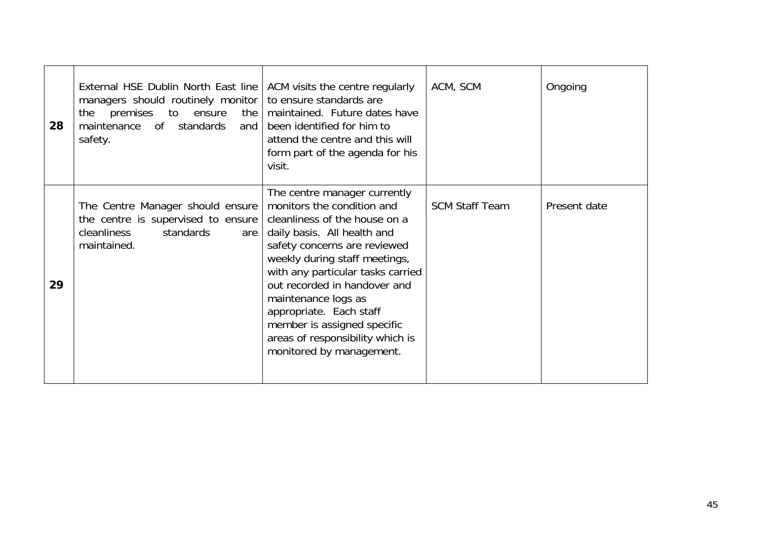| | | | | |
|---|---|---|---|---|
| **28** | External HSE Dublin North East line managers should routinely monitor the premises to ensure the maintenance of standards and safety. | ACM visits the centre regularly to ensure standards are maintained. Future dates have been identified for him to attend the centre and this will form part of the agenda for his visit. | ACM, SCM | Ongoing |
| **29** | The Centre Manager should ensure the centre is supervised to ensure cleanliness standards are maintained. | The centre manager currently monitors the condition and cleanliness of the house on a daily basis. All health and safety concerns are reviewed weekly during staff meetings, with any particular tasks carried out recorded in handover and maintenance logs as appropriate. Each staff member is assigned specific areas of responsibility which is monitored by management. | SCM Staff Team | Present date |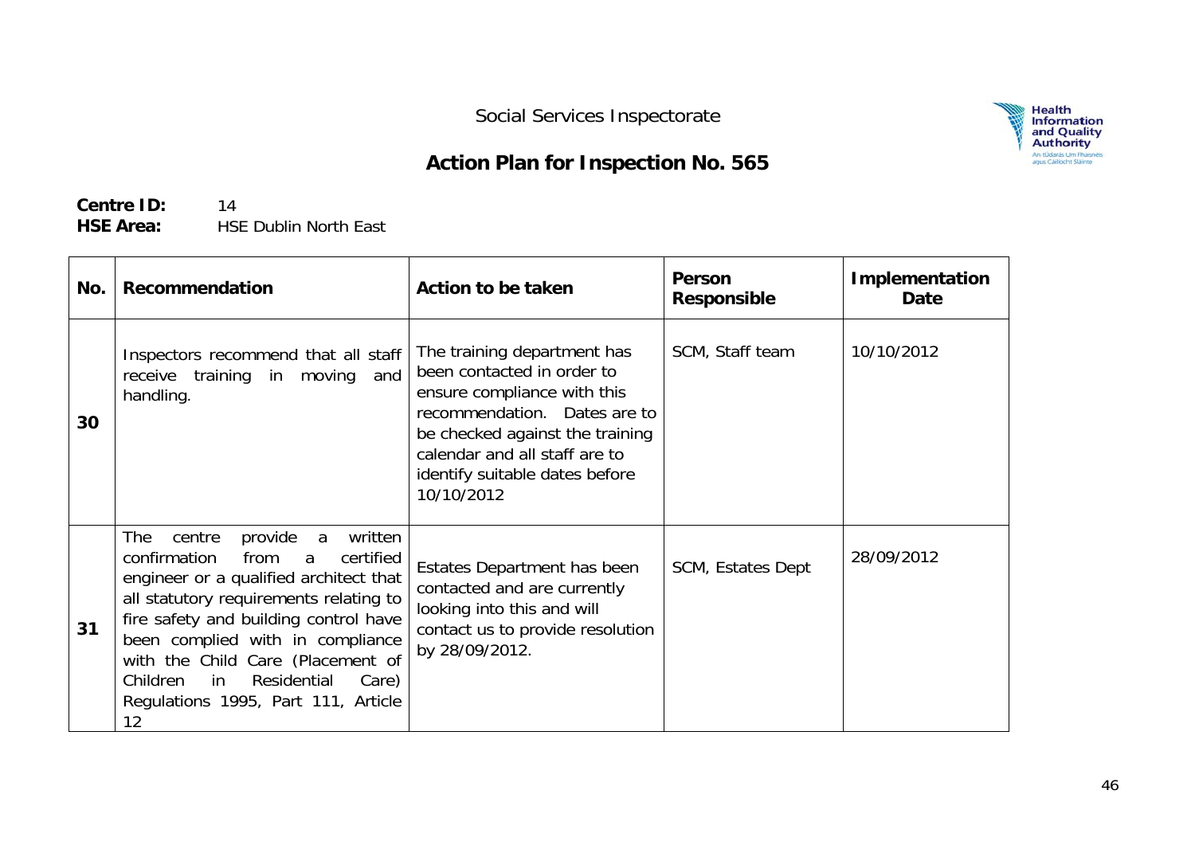Social Services Inspectorate

# Action Plan for Inspection No. 565

**Centre ID:** 14
**HSE Area:** HSE Dublin North East

| No. | Recommendation | Action to be taken | Person Responsible | Implementation Date |
|---|---|---|---|---|
| **30** | Inspectors recommend that all staff receive training in moving and handling. | The training department has been contacted in order to ensure compliance with this recommendation. Dates are to be checked against the training calendar and all staff are to identify suitable dates before 10/10/2012 | SCM, Staff team | 10/10/2012 |
| **31** | The centre provide a written confirmation from a certified engineer or a qualified architect that all statutory requirements relating to fire safety and building control have been complied with in compliance with the Child Care (Placement of Children in Residential Care) Regulations 1995, Part 111, Article 12 | Estates Department has been contacted and are currently looking into this and will contact us to provide resolution by 28/09/2012. | SCM, Estates Dept | 28/09/2012 |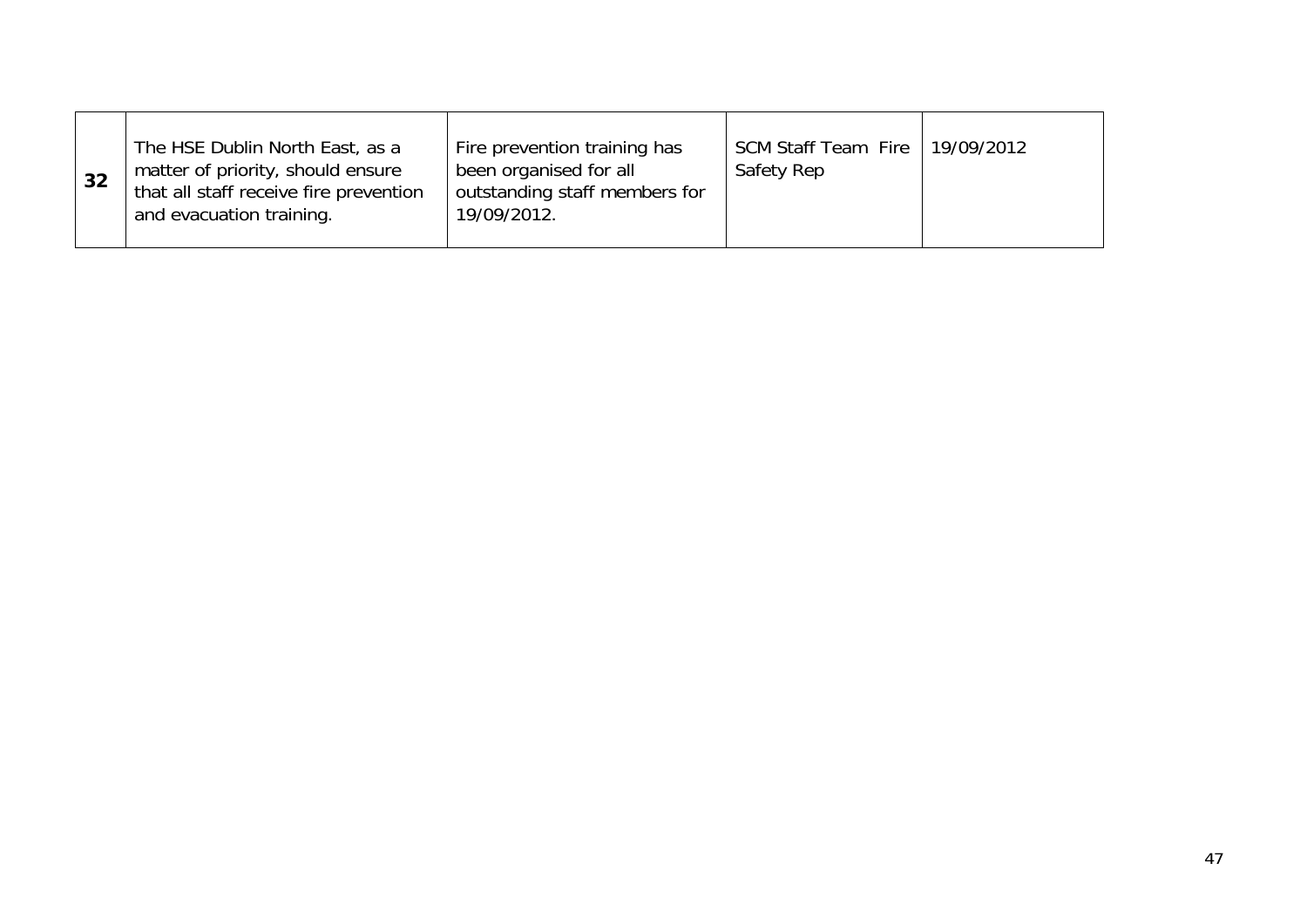| | | | | |
|---|---|---|---|---|
| **32** | The HSE Dublin North East, as a matter of priority, should ensure that all staff receive fire prevention and evacuation training. | Fire prevention training has been organised for all outstanding staff members for 19/09/2012. | SCM Staff Team Fire Safety Rep | 19/09/2012 |